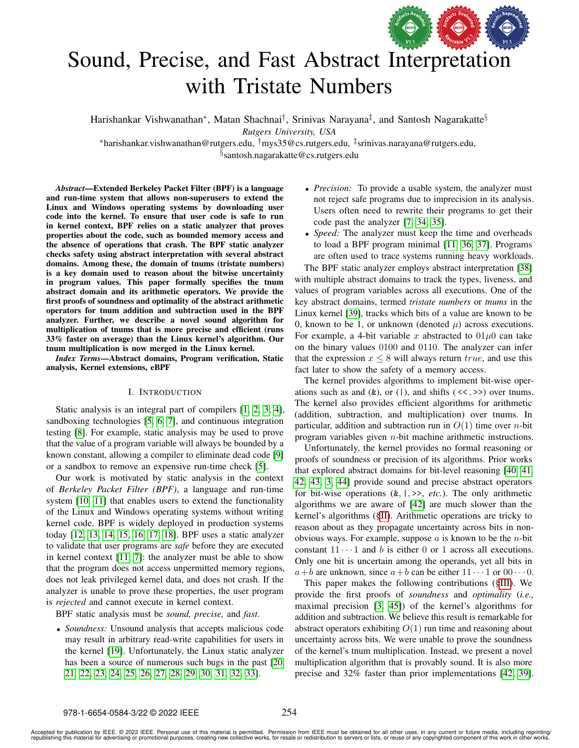# Sound, Precise, and Fast Abstract Interpretation with Tristate Numbers

Harishankar Vishwanathan*, Matan Shachnai†, Srinivas Narayana‡, and Santosh Nagarakatte§

*Rutgers University, USA*

*harishankar.vishwanathan@rutgers.edu, †mys35@cs.rutgers.edu, ‡srinivas.narayana@rutgers.edu, §santosh.nagarakatte@cs.rutgers.edu

***Abstract*—Extended Berkeley Packet Filter (BPF) is a language and run-time system that allows non-superusers to extend the Linux and Windows operating systems by downloading user code into the kernel. To ensure that user code is safe to run in kernel context, BPF relies on a static analyzer that proves properties about the code, such as bounded memory access and the absence of operations that crash. The BPF static analyzer checks safety using abstract interpretation with several abstract domains. Among these, the domain of tnums (tristate numbers) is a key domain used to reason about the bitwise uncertainty in program values. This paper formally specifies the tnum abstract domain and its arithmetic operators. We provide the first proofs of soundness and optimality of the abstract arithmetic operators for tnum addition and subtraction used in the BPF analyzer. Further, we describe a novel sound algorithm for multiplication of tnums that is more precise and efficient (runs 33% faster on average) than the Linux kernel's algorithm. Our tnum multiplication is now merged in the Linux kernel.**

***Index Terms*—Abstract domains, Program verification, Static analysis, Kernel extensions, eBPF**

## I. Introduction

Static analysis is an integral part of compilers [1, 2, 3, 4], sandboxing technologies [5, 6, 7], and continuous integration testing [8]. For example, static analysis may be used to prove that the value of a program variable will always be bounded by a known constant, allowing a compiler to eliminate dead code [9] or a sandbox to remove an expensive run-time check [5].

Our work is motivated by static analysis in the context of *Berkeley Packet Filter (BPF)*, a language and run-time system [10, 11] that enables users to extend the functionality of the Linux and Windows operating systems without writing kernel code. BPF is widely deployed in production systems today [12, 13, 14, 15, 16, 17, 18]. BPF uses a static analyzer to validate that user programs are *safe* before they are executed in kernel context [11, 7]: the analyzer must be able to show that the program does not access unpermitted memory regions, does not leak privileged kernel data, and does not crash. If the analyzer is unable to prove these properties, the user program is *rejected* and cannot execute in kernel context.

BPF static analysis must be *sound, precise,* and *fast*.

- *Soundness:* Unsound analysis that accepts malicious code may result in arbitrary read-write capabilities for users in the kernel [19]. Unfortunately, the Linux static analyzer has been a source of numerous such bugs in the past [20, 21, 22, 23, 24, 25, 26, 27, 28, 29, 30, 31, 32, 33].
- *Precision:* To provide a usable system, the analyzer must not reject safe programs due to imprecision in its analysis. Users often need to rewrite their programs to get their code past the analyzer [7, 34, 35].
- *Speed:* The analyzer must keep the time and overheads to load a BPF program minimal [11, 36, 37]. Programs are often used to trace systems running heavy workloads.

The BPF static analyzer employs abstract interpretation [38] with multiple abstract domains to track the types, liveness, and values of program variables across all executions. One of the key abstract domains, termed *tristate numbers* or *tnums* in the Linux kernel [39], tracks which bits of a value are known to be 0, known to be 1, or unknown (denoted $\mu$) across executions. For example, a 4-bit variable $x$ abstracted to $01\mu0$ can take on the binary values 0100 and 0110. The analyzer can infer that the expression $x \leq 8$ will always return $true$, and use this fact later to show the safety of a memory access.

The kernel provides algorithms to implement bit-wise operations such as and (&), or (|), and shifts (<<, >>) over tnums. The kernel also provides efficient algorithms for arithmetic (addition, subtraction, and multiplication) over tnums. In particular, addition and subtraction run in $O(1)$ time over $n$-bit program variables given $n$-bit machine arithmetic instructions.

Unfortunately, the kernel provides no formal reasoning or proofs of soundness or precision of its algorithms. Prior works that explored abstract domains for bit-level reasoning [40, 41, 42, 43, 3, 44] provide sound and precise abstract operators for bit-wise operations (&, |, >>, *etc.*). The only arithmetic algorithms we are aware of [42] are much slower than the kernel's algorithms (§II). Arithmetic operations are tricky to reason about as they propagate uncertainty across bits in non-obvious ways. For example, suppose $a$ is known to be the $n$-bit constant $11\cdots1$ and $b$ is either 0 or 1 across all executions. Only one bit is uncertain among the operands, yet all bits in $a+b$ are unknown, since $a+b$ can be either $11\cdots1$ or $00\cdots0$.

This paper makes the following contributions (§III). We provide the first proofs of *soundness* and *optimality* (*i.e.,* maximal precision [3, 45]) of the kernel's algorithms for addition and subtraction. We believe this result is remarkable for abstract operators exhibiting $O(1)$ run time and reasoning about uncertainty across bits. We were unable to prove the soundness of the kernel's tnum multiplication. Instead, we present a novel multiplication algorithm that is provably sound. It is also more precise and 32% faster than prior implementations [42, 39].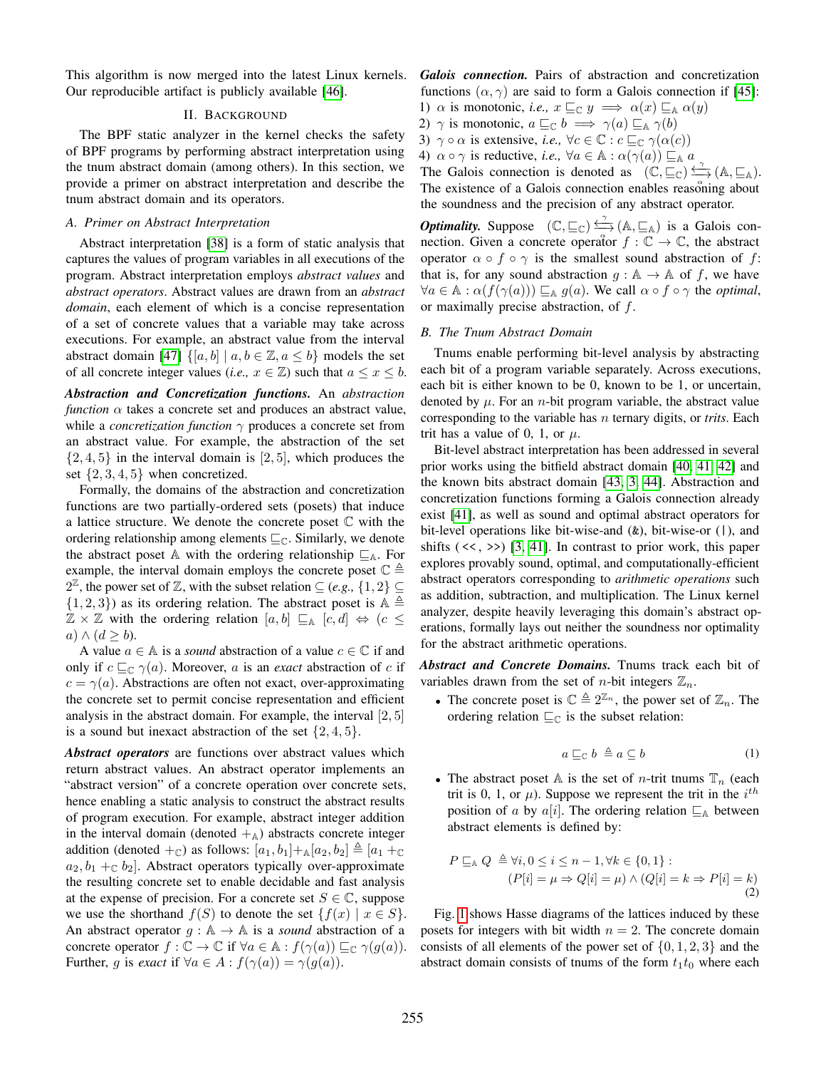This algorithm is now merged into the latest Linux kernels. Our reproducible artifact is publicly available [46].

## II. Background

The BPF static analyzer in the kernel checks the safety of BPF programs by performing abstract interpretation using the tnum abstract domain (among others). In this section, we provide a primer on abstract interpretation and describe the tnum abstract domain and its operators.

### A. Primer on Abstract Interpretation

Abstract interpretation [38] is a form of static analysis that captures the values of program variables in all executions of the program. Abstract interpretation employs *abstract values* and *abstract operators*. Abstract values are drawn from an *abstract domain*, each element of which is a concise representation of a set of concrete values that a variable may take across executions. For example, an abstract value from the interval abstract domain [47] $\{[a, b] \mid a, b \in \mathbb{Z}, a \leq b\}$ models the set of all concrete integer values (*i.e.,* $x \in \mathbb{Z}$) such that $a \leq x \leq b$.

***Abstraction and Concretization functions.*** An *abstraction function* $\alpha$ takes a concrete set and produces an abstract value, while a *concretization function* $\gamma$ produces a concrete set from an abstract value. For example, the abstraction of the set $\{2, 4, 5\}$ in the interval domain is $[2, 5]$, which produces the set $\{2, 3, 4, 5\}$ when concretized.

Formally, the domains of the abstraction and concretization functions are two partially-ordered sets (posets) that induce a lattice structure. We denote the concrete poset $\mathbb{C}$ with the ordering relationship among elements $\sqsubseteq_{\mathbb{C}}$. Similarly, we denote the abstract poset $\mathbb{A}$ with the ordering relationship $\sqsubseteq_{\mathbb{A}}$. For example, the interval domain employs the concrete poset $\mathbb{C} \triangleq 2^{\mathbb{Z}}$, the power set of $\mathbb{Z}$, with the subset relation $\subseteq$ (*e.g.,* $\{1, 2\} \subseteq \{1, 2, 3\}$) as its ordering relation. The abstract poset is $\mathbb{A} \triangleq \mathbb{Z} \times \mathbb{Z}$ with the ordering relation $[a, b] \sqsubseteq_{\mathbb{A}} [c, d] \Leftrightarrow (c \leq a) \wedge (d \geq b)$.

A value $a \in \mathbb{A}$ is a *sound* abstraction of a value $c \in \mathbb{C}$ if and only if $c \sqsubseteq_{\mathbb{C}} \gamma(a)$. Moreover, $a$ is an *exact* abstraction of $c$ if $c = \gamma(a)$. Abstractions are often not exact, over-approximating the concrete set to permit concise representation and efficient analysis in the abstract domain. For example, the interval $[2, 5]$ is a sound but inexact abstraction of the set $\{2, 4, 5\}$.

***Abstract operators*** are functions over abstract values which return abstract values. An abstract operator implements an "abstract version" of a concrete operation over concrete sets, hence enabling a static analysis to construct the abstract results of program execution. For example, abstract integer addition in the interval domain (denoted $+_{\mathbb{A}}$) abstracts concrete integer addition (denoted $+_{\mathbb{C}}$) as follows: $[a_1, b_1] +_{\mathbb{A}} [a_2, b_2] \triangleq [a_1 +_{\mathbb{C}} a_2, b_1 +_{\mathbb{C}} b_2]$. Abstract operators typically over-approximate the resulting concrete set to enable decidable and fast analysis at the expense of precision. For a concrete set $S \in \mathbb{C}$, suppose we use the shorthand $f(S)$ to denote the set $\{f(x) \mid x \in S\}$. An abstract operator $g : \mathbb{A} \rightarrow \mathbb{A}$ is a *sound* abstraction of a concrete operator $f : \mathbb{C} \rightarrow \mathbb{C}$ if $\forall a \in \mathbb{A} : f(\gamma(a)) \sqsubseteq_{\mathbb{C}} \gamma(g(a))$. Further, $g$ is *exact* if $\forall a \in A : f(\gamma(a)) = \gamma(g(a))$.

***Galois connection.*** Pairs of abstraction and concretization functions $(\alpha, \gamma)$ are said to form a Galois connection if [45]:

1) $\alpha$ is monotonic, *i.e.,* $x \sqsubseteq_{\mathbb{C}} y \implies \alpha(x) \sqsubseteq_{\mathbb{A}} \alpha(y)$
2) $\gamma$ is monotonic, $a \sqsubseteq_{\mathbb{C}} b \implies \gamma(a) \sqsubseteq_{\mathbb{A}} \gamma(b)$
3) $\gamma \circ \alpha$ is extensive, *i.e.,* $\forall c \in \mathbb{C} : c \sqsubseteq_{\mathbb{C}} \gamma(\alpha(c))$
4) $\alpha \circ \gamma$ is reductive, *i.e.,* $\forall a \in \mathbb{A} : \alpha(\gamma(a)) \sqsubseteq_{\mathbb{A}} a$

The Galois connection is denoted as $(\mathbb{C}, \sqsubseteq_{\mathbb{C}}) \underset{\alpha}{\overset{\gamma}{\leftrightarrows}} (\mathbb{A}, \sqsubseteq_{\mathbb{A}})$. The existence of a Galois connection enables reasoning about the soundness and the precision of any abstract operator.

***Optimality.*** Suppose $(\mathbb{C}, \sqsubseteq_{\mathbb{C}}) \underset{\alpha}{\overset{\gamma}{\leftrightarrows}} (\mathbb{A}, \sqsubseteq_{\mathbb{A}})$ is a Galois connection. Given a concrete operator $f : \mathbb{C} \rightarrow \mathbb{C}$, the abstract operator $\alpha \circ f \circ \gamma$ is the smallest sound abstraction of $f$: that is, for any sound abstraction $g : \mathbb{A} \rightarrow \mathbb{A}$ of $f$, we have $\forall a \in \mathbb{A} : \alpha(f(\gamma(a))) \sqsubseteq_{\mathbb{A}} g(a)$. We call $\alpha \circ f \circ \gamma$ the *optimal*, or maximally precise abstraction, of $f$.

### B. The Tnum Abstract Domain

Tnums enable performing bit-level analysis by abstracting each bit of a program variable separately. Across executions, each bit is either known to be 0, known to be 1, or uncertain, denoted by $\mu$. For an $n$-bit program variable, the abstract value corresponding to the variable has $n$ ternary digits, or *trits*. Each trit has a value of 0, 1, or $\mu$.

Bit-level abstract interpretation has been addressed in several prior works using the bitfield abstract domain [40, 41, 42] and the known bits abstract domain [43, 3, 44]. Abstraction and concretization functions forming a Galois connection already exist [41], as well as sound and optimal abstract operators for bit-level operations like bit-wise-and (&), bit-wise-or (|), and shifts (<<, >>) [3, 41]. In contrast to prior work, this paper explores provably sound, optimal, and computationally-efficient abstract operators corresponding to *arithmetic operations* such as addition, subtraction, and multiplication. The Linux kernel analyzer, despite heavily leveraging this domain's abstract operations, formally lays out neither the soundness nor optimality for the abstract arithmetic operations.

***Abstract and Concrete Domains.*** Tnums track each bit of variables drawn from the set of $n$-bit integers $\mathbb{Z}_n$.

- The concrete poset is $\mathbb{C} \triangleq 2^{\mathbb{Z}_n}$, the power set of $\mathbb{Z}_n$. The ordering relation $\sqsubseteq_{\mathbb{C}}$ is the subset relation:

$$a \sqsubseteq_{\mathbb{C}} b \triangleq a \subseteq b \tag{1}$$

- The abstract poset $\mathbb{A}$ is the set of $n$-trit tnums $\mathbb{T}_n$ (each trit is 0, 1, or $\mu$). Suppose we represent the trit in the $i^{th}$ position of $a$ by $a[i]$. The ordering relation $\sqsubseteq_{\mathbb{A}}$ between abstract elements is defined by:

$$P \sqsubseteq_{\mathbb{A}} Q \triangleq \forall i, 0 \leq i \leq n-1, \forall k \in \{0, 1\} : (P[i] = \mu \Rightarrow Q[i] = \mu) \wedge (Q[i] = k \Rightarrow P[i] = k) \tag{2}$$

Fig. 1 shows Hasse diagrams of the lattices induced by these posets for integers with bit width $n = 2$. The concrete domain consists of all elements of the power set of $\{0, 1, 2, 3\}$ and the abstract domain consists of tnums of the form $t_1 t_0$ where each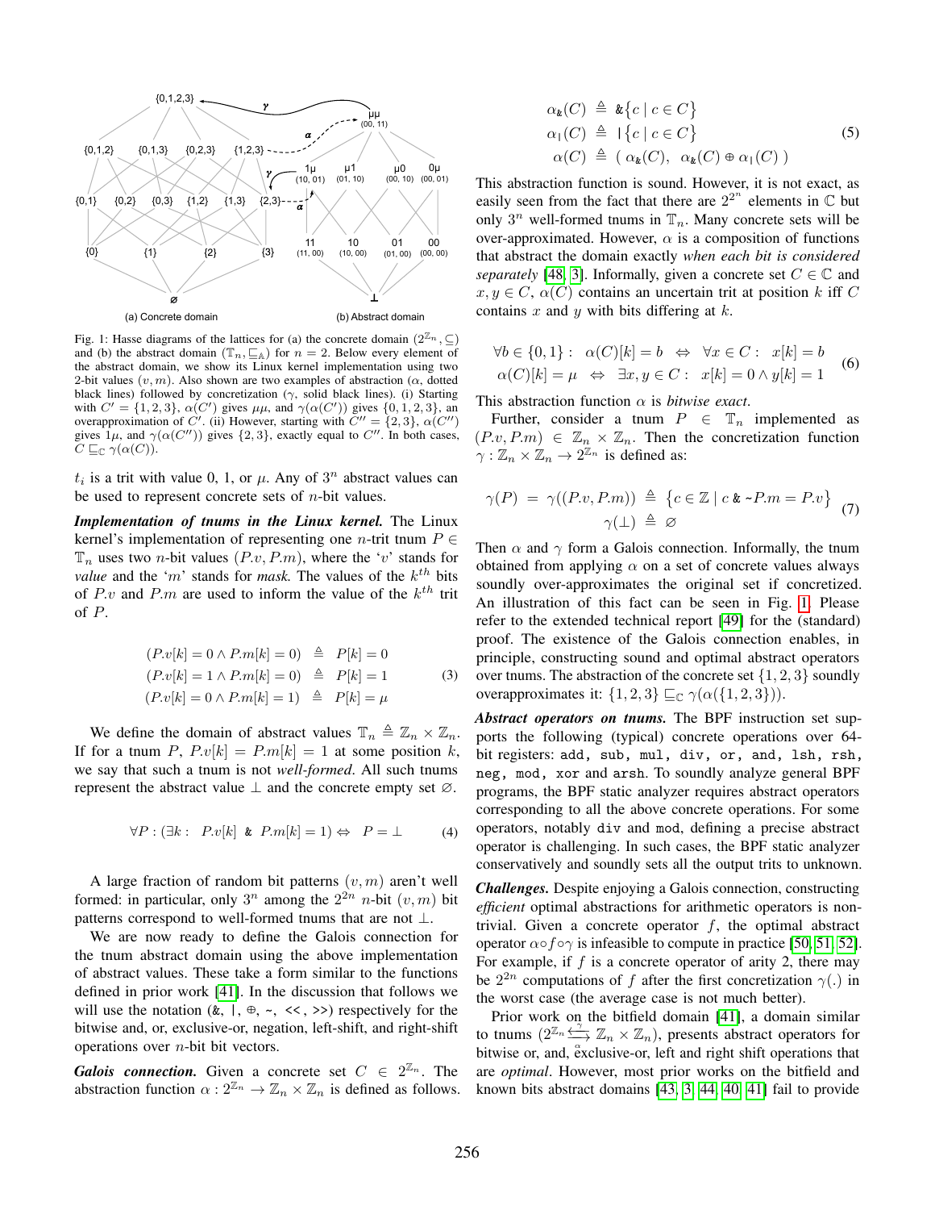Fig. 1: Hasse diagrams of the lattices for (a) the concrete domain $(2^{\mathbb{Z}_n}, \subseteq)$ and (b) the abstract domain $(\mathbb{T}_n, \sqsubseteq_{\mathbb{A}})$ for $n = 2$. Below every element of the abstract domain, we show its Linux kernel implementation using two 2-bit values $(v, m)$. Also shown are two examples of abstraction ($\alpha$, dotted black lines) followed by concretization ($\gamma$, solid black lines). (i) Starting with $C' = \{1, 2, 3\}$, $\alpha(C')$ gives $\mu\mu$, and $\gamma(\alpha(C'))$ gives $\{0, 1, 2, 3\}$, an overapproximation of $C'$. (ii) However, starting with $C'' = \{2, 3\}$, $\alpha(C'')$ gives $1\mu$, and $\gamma(\alpha(C''))$ gives $\{2, 3\}$, exactly equal to $C''$. In both cases, $C \sqsubseteq_{\mathbb{C}} \gamma(\alpha(C))$.

$t_i$ is a trit with value 0, 1, or $\mu$. Any of $3^n$ abstract values can be used to represent concrete sets of $n$-bit values.

***Implementation of tnums in the Linux kernel.*** The Linux kernel's implementation of representing one $n$-trit tnum $P \in \mathbb{T}_n$ uses two $n$-bit values $(P.v, P.m)$, where the '$v$' stands for *value* and the '$m$' stands for *mask*. The values of the $k^{th}$ bits of $P.v$ and $P.m$ are used to inform the value of the $k^{th}$ trit of $P$.

$$
\begin{aligned}
(P.v[k] = 0 \wedge P.m[k] = 0) &\triangleq P[k] = 0 \\
(P.v[k] = 1 \wedge P.m[k] = 0) &\triangleq P[k] = 1 \\
(P.v[k] = 0 \wedge P.m[k] = 1) &\triangleq P[k] = \mu
\end{aligned} \tag{3}
$$

We define the domain of abstract values $\mathbb{T}_n \triangleq \mathbb{Z}_n \times \mathbb{Z}_n$. If for a tnum $P$, $P.v[k] = P.m[k] = 1$ at some position $k$, we say that such a tnum is not *well-formed*. All such tnums represent the abstract value $\perp$ and the concrete empty set $\varnothing$.

$$
\forall P : (\exists k : \; P.v[k] \;\&\; P.m[k] = 1) \Leftrightarrow \; P = \perp \tag{4}
$$

A large fraction of random bit patterns $(v, m)$ aren't well formed: in particular, only $3^n$ among the $2^{2n}$ $n$-bit $(v, m)$ bit patterns correspond to well-formed tnums that are not $\perp$.

We are now ready to define the Galois connection for the tnum abstract domain using the above implementation of abstract values. These take a form similar to the functions defined in prior work [41]. In the discussion that follows we will use the notation (&, |, $\oplus$, ~, <<, >>) respectively for the bitwise and, or, exclusive-or, negation, left-shift, and right-shift operations over $n$-bit bit vectors.

***Galois connection.*** Given a concrete set $C \in 2^{\mathbb{Z}_n}$. The abstraction function $\alpha : 2^{\mathbb{Z}_n} \rightarrow \mathbb{Z}_n \times \mathbb{Z}_n$ is defined as follows.

$$
\begin{aligned}
\alpha_{\&}(C) &\triangleq \;\&\{c \mid c \in C\} \\
\alpha_{|}(C) &\triangleq \;|\{c \mid c \in C\} \\
\alpha(C) &\triangleq (\; \alpha_{\&}(C), \;\; \alpha_{\&}(C) \oplus \alpha_{|}(C) \;)
\end{aligned} \tag{5}
$$

This abstraction function is sound. However, it is not exact, as easily seen from the fact that there are $2^{2^n}$ elements in $\mathbb{C}$ but only $3^n$ well-formed tnums in $\mathbb{T}_n$. Many concrete sets will be over-approximated. However, $\alpha$ is a composition of functions that abstract the domain exactly *when each bit is considered separately* [48, 3]. Informally, given a concrete set $C \in \mathbb{C}$ and $x, y \in C$, $\alpha(C)$ contains an uncertain trit at position $k$ iff $C$ contains $x$ and $y$ with bits differing at $k$.

$$
\begin{aligned}
\forall b \in \{0, 1\} : \;\; \alpha(C)[k] = b \;\; &\Leftrightarrow \;\; \forall x \in C : \;\; x[k] = b \\
\alpha(C)[k] = \mu \;\; &\Leftrightarrow \;\; \exists x, y \in C : \;\; x[k] = 0 \wedge y[k] = 1
\end{aligned} \tag{6}
$$

This abstraction function $\alpha$ is *bitwise exact*.

Further, consider a tnum $P \in \mathbb{T}_n$ implemented as $(P.v, P.m) \in \mathbb{Z}_n \times \mathbb{Z}_n$. Then the concretization function $\gamma : \mathbb{Z}_n \times \mathbb{Z}_n \rightarrow 2^{\mathbb{Z}_n}$ is defined as:

$$
\begin{aligned}
\gamma(P) \; = \; \gamma((P.v, P.m)) &\triangleq \{c \in \mathbb{Z} \mid c \;\&\; \text{~}P.m = P.v\} \\
\gamma(\perp) &\triangleq \varnothing
\end{aligned} \tag{7}
$$

Then $\alpha$ and $\gamma$ form a Galois connection. Informally, the tnum obtained from applying $\alpha$ on a set of concrete values always soundly over-approximates the original set if concretized. An illustration of this fact can be seen in Fig. 1. Please refer to the extended technical report [49] for the (standard) proof. The existence of the Galois connection enables, in principle, constructing sound and optimal abstract operators over tnums. The abstraction of the concrete set $\{1, 2, 3\}$ soundly overapproximates it: $\{1, 2, 3\} \sqsubseteq_{\mathbb{C}} \gamma(\alpha(\{1, 2, 3\}))$.

***Abstract operators on tnums.*** The BPF instruction set supports the following (typical) concrete operations over 64-bit registers: `add, sub, mul, div, or, and, lsh, rsh, neg, mod, xor` and `arsh`. To soundly analyze general BPF programs, the BPF static analyzer requires abstract operators corresponding to all the above concrete operations. For some operators, notably `div` and `mod`, defining a precise abstract operator is challenging. In such cases, the BPF static analyzer conservatively and soundly sets all the output trits to unknown.

***Challenges.*** Despite enjoying a Galois connection, constructing *efficient* optimal abstractions for arithmetic operators is non-trivial. Given a concrete operator $f$, the optimal abstract operator $\alpha \circ f \circ \gamma$ is infeasible to compute in practice [50, 51, 52]. For example, if $f$ is a concrete operator of arity 2, there may be $2^{2n}$ computations of $f$ after the first concretization $\gamma(.)$ in the worst case (the average case is not much better).

Prior work on the bitfield domain [41], a domain similar to tnums ($2^{\mathbb{Z}_n} \underset{\alpha}{\overset{\gamma}{\longleftrightarrow}} \mathbb{Z}_n \times \mathbb{Z}_n$), presents abstract operators for bitwise or, and, exclusive-or, left and right shift operations that are *optimal*. However, most prior works on the bitfield and known bits abstract domains [43, 3, 44, 40, 41] fail to provide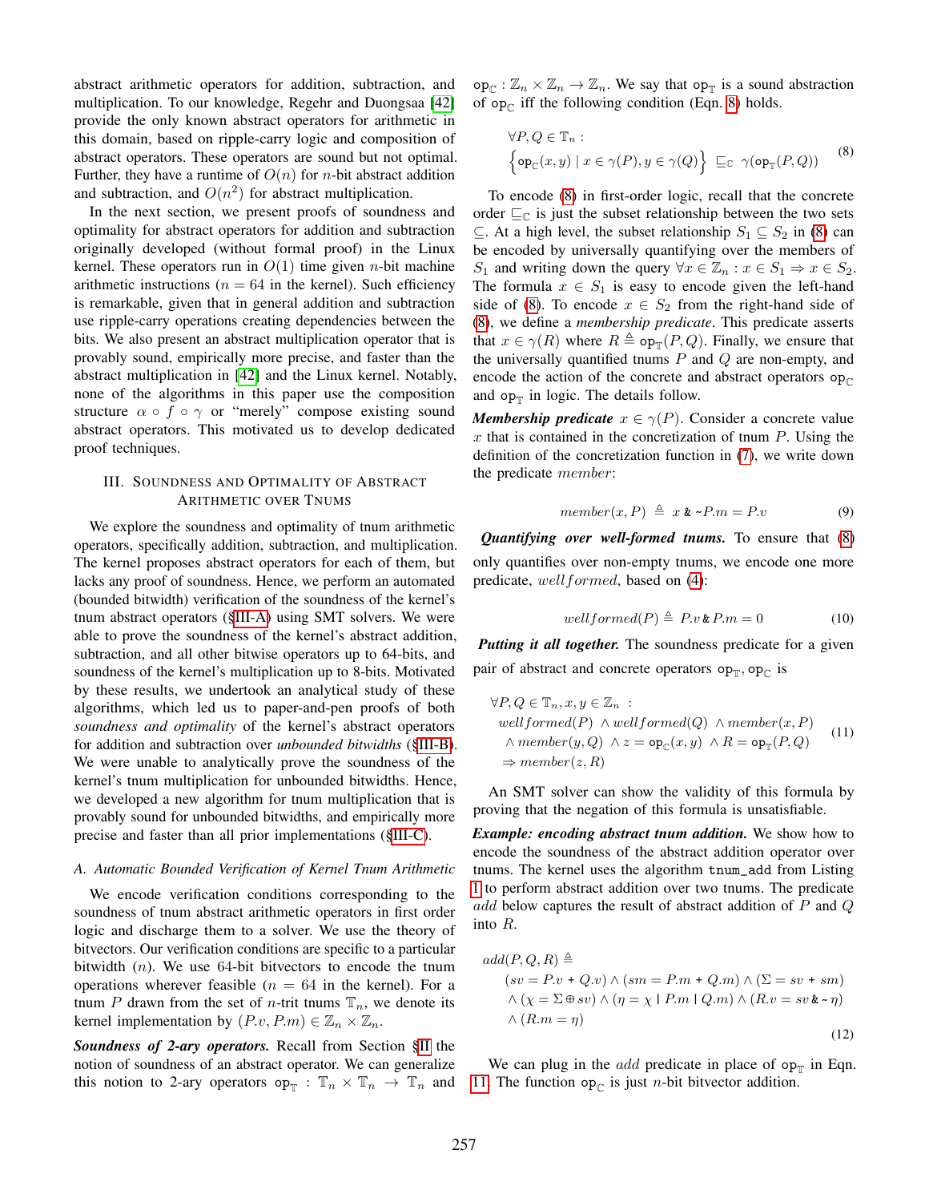abstract arithmetic operators for addition, subtraction, and multiplication. To our knowledge, Regehr and Duongsaa [42] provide the only known abstract operators for arithmetic in this domain, based on ripple-carry logic and composition of abstract operators. These operators are sound but not optimal. Further, they have a runtime of $O(n)$ for $n$-bit abstract addition and subtraction, and $O(n^2)$ for abstract multiplication.

In the next section, we present proofs of soundness and optimality for abstract operators for addition and subtraction originally developed (without formal proof) in the Linux kernel. These operators run in $O(1)$ time given $n$-bit machine arithmetic instructions ($n = 64$ in the kernel). Such efficiency is remarkable, given that in general addition and subtraction use ripple-carry operations creating dependencies between the bits. We also present an abstract multiplication operator that is provably sound, empirically more precise, and faster than the abstract multiplication in [42] and the Linux kernel. Notably, none of the algorithms in this paper use the composition structure $\alpha \circ f \circ \gamma$ or "merely" compose existing sound abstract operators. This motivated us to develop dedicated proof techniques.

## III. Soundness and Optimality of Abstract Arithmetic over Tnums

We explore the soundness and optimality of tnum arithmetic operators, specifically addition, subtraction, and multiplication. The kernel proposes abstract operators for each of them, but lacks any proof of soundness. Hence, we perform an automated (bounded bitwidth) verification of the soundness of the kernel's tnum abstract operators (§III-A) using SMT solvers. We were able to prove the soundness of the kernel's abstract addition, subtraction, and all other bitwise operators up to 64-bits, and soundness of the kernel's multiplication up to 8-bits. Motivated by these results, we undertook an analytical study of these algorithms, which led us to paper-and-pen proofs of both *soundness and optimality* of the kernel's abstract operators for addition and subtraction over *unbounded bitwidths* (§III-B). We were unable to analytically prove the soundness of the kernel's tnum multiplication for unbounded bitwidths. Hence, we developed a new algorithm for tnum multiplication that is provably sound for unbounded bitwidths, and empirically more precise and faster than all prior implementations (§III-C).

### A. Automatic Bounded Verification of Kernel Tnum Arithmetic

We encode verification conditions corresponding to the soundness of tnum abstract arithmetic operators in first order logic and discharge them to a solver. We use the theory of bitvectors. Our verification conditions are specific to a particular bitwidth ($n$). We use 64-bit bitvectors to encode the tnum operations wherever feasible ($n = 64$ in the kernel). For a tnum $P$ drawn from the set of $n$-trit tnums $\mathbb{T}_n$, we denote its kernel implementation by $(P.v, P.m) \in \mathbb{Z}_n \times \mathbb{Z}_n$.

***Soundness of 2-ary operators.*** Recall from Section §II the notion of soundness of an abstract operator. We can generalize this notion to 2-ary operators $\texttt{op}_{\mathbb{T}} : \mathbb{T}_n \times \mathbb{T}_n \rightarrow \mathbb{T}_n$ and $\texttt{op}_{\mathbb{C}} : \mathbb{Z}_n \times \mathbb{Z}_n \rightarrow \mathbb{Z}_n$. We say that $\texttt{op}_{\mathbb{T}}$ is a sound abstraction of $\texttt{op}_{\mathbb{C}}$ iff the following condition (Eqn. 8) holds.

$$\forall P, Q \in \mathbb{T}_n : \\ \left\{ \texttt{op}_{\mathbb{C}}(x, y) \mid x \in \gamma(P), y \in \gamma(Q) \right\} \sqsubseteq_{\mathbb{C}} \gamma(\texttt{op}_{\mathbb{T}}(P, Q)) \tag{8}$$

To encode (8) in first-order logic, recall that the concrete order $\sqsubseteq_{\mathbb{C}}$ is just the subset relationship between the two sets $\subseteq$. At a high level, the subset relationship $S_1 \subseteq S_2$ in (8) can be encoded by universally quantifying over the members of $S_1$ and writing down the query $\forall x \in \mathbb{Z}_n : x \in S_1 \Rightarrow x \in S_2$. The formula $x \in S_1$ is easy to encode given the left-hand side of (8). To encode $x \in S_2$ from the right-hand side of (8), we define a *membership predicate*. This predicate asserts that $x \in \gamma(R)$ where $R \triangleq \texttt{op}_{\mathbb{T}}(P, Q)$. Finally, we ensure that the universally quantified tnums $P$ and $Q$ are non-empty, and encode the action of the concrete and abstract operators $\texttt{op}_{\mathbb{C}}$ and $\texttt{op}_{\mathbb{T}}$ in logic. The details follow.

***Membership predicate*** $x \in \gamma(P)$. Consider a concrete value $x$ that is contained in the concretization of tnum $P$. Using the definition of the concretization function in (7), we write down the predicate $member$:

$$member(x, P) \triangleq x \,\&\, {\sim}P.m = P.v \tag{9}$$

***Quantifying over well-formed tnums.*** To ensure that (8) only quantifies over non-empty tnums, we encode one more predicate, $wellformed$, based on (4):

$$wellformed(P) \triangleq P.v \,\&\, P.m = 0 \tag{10}$$

***Putting it all together.*** The soundness predicate for a given pair of abstract and concrete operators $\texttt{op}_{\mathbb{T}}, \texttt{op}_{\mathbb{C}}$ is

$$\begin{aligned} &\forall P, Q \in \mathbb{T}_n, x, y \in \mathbb{Z}_n \;: \\ &\quad wellformed(P) \;\wedge wellformed(Q) \;\wedge member(x, P) \\ &\quad \wedge member(y, Q) \;\wedge z = \texttt{op}_{\mathbb{C}}(x, y) \;\wedge R = \texttt{op}_{\mathbb{T}}(P, Q) \\ &\quad \Rightarrow member(z, R) \end{aligned} \tag{11}$$

An SMT solver can show the validity of this formula by proving that the negation of this formula is unsatisfiable.

***Example: encoding abstract tnum addition.*** We show how to encode the soundness of the abstract addition operator over tnums. The kernel uses the algorithm `tnum_add` from Listing 1 to perform abstract addition over two tnums. The predicate $add$ below captures the result of abstract addition of $P$ and $Q$ into $R$.

$$\begin{aligned} &add(P, Q, R) \triangleq \\ &\quad (sv = P.v + Q.v) \wedge (sm = P.m + Q.m) \wedge (\Sigma = sv + sm) \\ &\quad \wedge (\chi = \Sigma \oplus sv) \wedge (\eta = \chi \mid P.m \mid Q.m) \wedge (R.v = sv \,\&\, {\sim}\eta) \\ &\quad \wedge (R.m = \eta) \end{aligned} \tag{12}$$

We can plug in the $add$ predicate in place of $\texttt{op}_{\mathbb{T}}$ in Eqn. 11. The function $\texttt{op}_{\mathbb{C}}$ is just $n$-bit bitvector addition.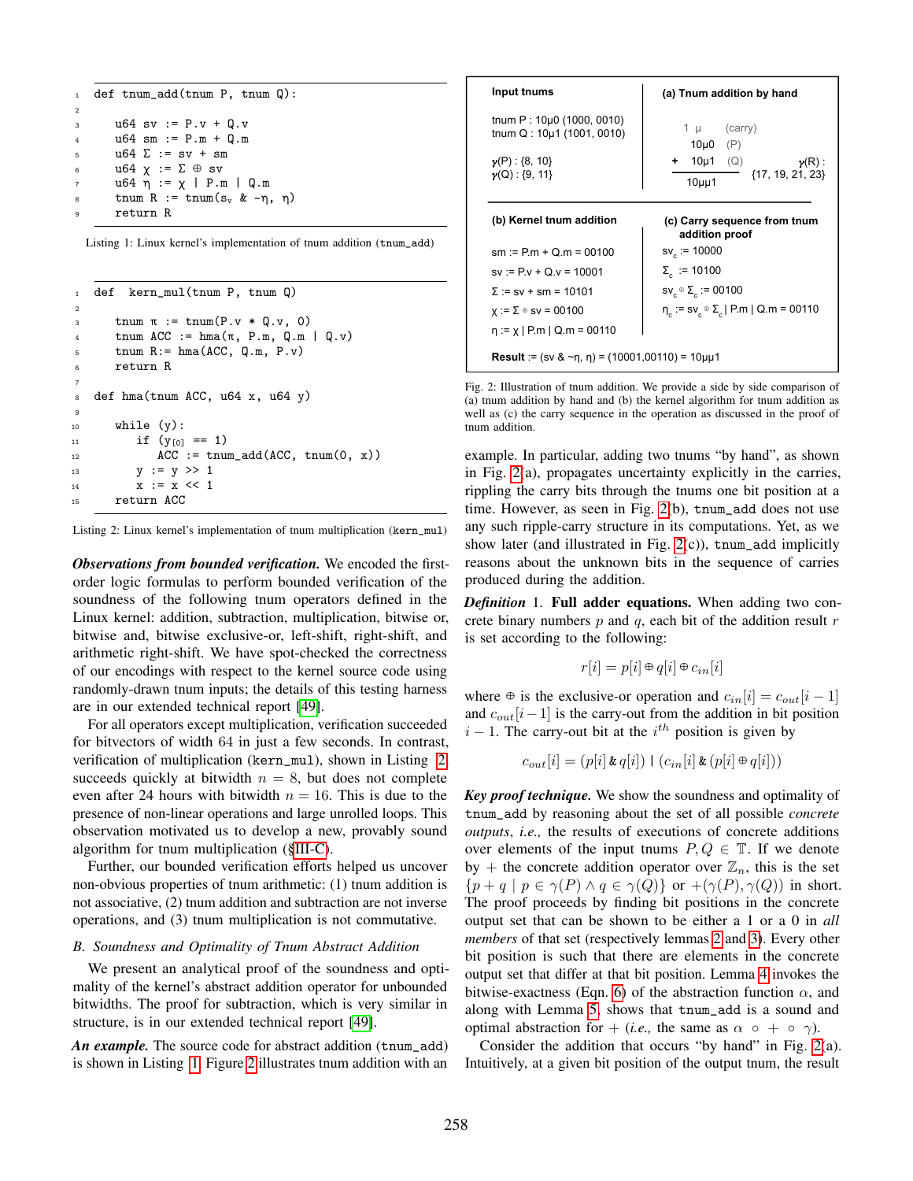```
def tnum_add(tnum P, tnum Q):

   u64 sv := P.v + Q.v
   u64 sm := P.m + Q.m
   u64 Σ := sv + sm
   u64 χ := Σ ⊕ sv
   u64 η := χ | P.m | Q.m
   tnum R := tnum(sv & ~η, η)
   return R
```

Listing 1: Linux kernel's implementation of tnum addition (tnum_add)

```
def  kern_mul(tnum P, tnum Q)

   tnum π := tnum(P.v * Q.v, 0)
   tnum ACC := hma(π, P.m, Q.m | Q.v)
   tnum R:= hma(ACC, Q.m, P.v)
   return R

def hma(tnum ACC, u64 x, u64 y)

   while (y):
      if (y[0] == 1)
         ACC := tnum_add(ACC, tnum(0, x))
      y := y >> 1
      x := x << 1
   return ACC
```

Listing 2: Linux kernel's implementation of tnum multiplication (kern_mul)

***Observations from bounded verification.*** We encoded the first-order logic formulas to perform bounded verification of the soundness of the following tnum operators defined in the Linux kernel: addition, subtraction, multiplication, bitwise or, bitwise and, bitwise exclusive-or, left-shift, right-shift, and arithmetic right-shift. We have spot-checked the correctness of our encodings with respect to the kernel source code using randomly-drawn tnum inputs; the details of this testing harness are in our extended technical report [49].

For all operators except multiplication, verification succeeded for bitvectors of width 64 in just a few seconds. In contrast, verification of multiplication (kern_mul), shown in Listing 2 succeeds quickly at bitwidth $n = 8$, but does not complete even after 24 hours with bitwidth $n = 16$. This is due to the presence of non-linear operations and large unrolled loops. This observation motivated us to develop a new, provably sound algorithm for tnum multiplication (§III-C).

Further, our bounded verification efforts helped us uncover non-obvious properties of tnum arithmetic: (1) tnum addition is not associative, (2) tnum addition and subtraction are not inverse operations, and (3) tnum multiplication is not commutative.

### B. Soundness and Optimality of Tnum Abstract Addition

We present an analytical proof of the soundness and optimality of the kernel's abstract addition operator for unbounded bitwidths. The proof for subtraction, which is very similar in structure, is in our extended technical report [49].

***An example.*** The source code for abstract addition (tnum_add) is shown in Listing 1. Figure 2 illustrates tnum addition with an

| Input tnums | (a) Tnum addition by hand |
|---|---|
| tnum P : 10μ0 (1000, 0010) <br> tnum Q : 10μ1 (1001, 0010) <br> $\gamma$(P) : {8, 10} <br> $\gamma$(Q) : {9, 11} | 1 μ (carry) <br> 10μ0 (P) <br> + 10μ1 (Q) <br> 10μμ1 <br> $\gamma$(R) : {17, 19, 21, 23} |
| **(b) Kernel tnum addition** | **(c) Carry sequence from tnum addition proof** |
| sm := P.m + Q.m = 00100 <br> sv := P.v + Q.v = 10001 <br> Σ := sv + sm = 10101 <br> χ := Σ ⊕ sv = 00100 <br> η := χ \| P.m \| Q.m = 00110 | $sv_c$ := 10000 <br> $\Sigma_c$ := 10100 <br> $sv_c \oplus \Sigma_c$ := 00100 <br> $\eta_c$ := $sv_c \oplus \Sigma_c$ \| P.m \| Q.m = 00110 |
| **Result** := (sv & ~η, η) = (10001,00110) = 10μμ1 | |

Fig. 2: Illustration of tnum addition. We provide a side by side comparison of (a) tnum addition by hand and (b) the kernel algorithm for tnum addition as well as (c) the carry sequence in the operation as discussed in the proof of tnum addition.

example. In particular, adding two tnums "by hand", as shown in Fig. 2(a), propagates uncertainty explicitly in the carries, rippling the carry bits through the tnums one bit position at a time. However, as seen in Fig. 2(b), tnum_add does not use any such ripple-carry structure in its computations. Yet, as we show later (and illustrated in Fig. 2(c)), tnum_add implicitly reasons about the unknown bits in the sequence of carries produced during the addition.

***Definition* 1. Full adder equations.** When adding two concrete binary numbers $p$ and $q$, each bit of the addition result $r$ is set according to the following:

$$r[i] = p[i] \oplus q[i] \oplus c_{in}[i]$$

where $\oplus$ is the exclusive-or operation and $c_{in}[i] = c_{out}[i-1]$ and $c_{out}[i-1]$ is the carry-out from the addition in bit position $i-1$. The carry-out bit at the $i^{th}$ position is given by

$$c_{out}[i] = (p[i] \,\&\, q[i]) \mid (c_{in}[i] \,\&\, (p[i] \oplus q[i]))$$

***Key proof technique.*** We show the soundness and optimality of tnum_add by reasoning about the set of all possible *concrete outputs*, *i.e.,* the results of executions of concrete additions over elements of the input tnums $P, Q \in \mathbb{T}$. If we denote by $+$ the concrete addition operator over $\mathbb{Z}_n$, this is the set $\{p + q \mid p \in \gamma(P) \wedge q \in \gamma(Q)\}$ or $+(\gamma(P), \gamma(Q))$ in short. The proof proceeds by finding bit positions in the concrete output set that can be shown to be either a 1 or a 0 in *all members* of that set (respectively lemmas 2 and 3). Every other bit position is such that there are elements in the concrete output set that differ at that bit position. Lemma 4 invokes the bitwise-exactness (Eqn. 6) of the abstraction function $\alpha$, and along with Lemma 5, shows that tnum_add is a sound and optimal abstraction for $+$ (*i.e.,* the same as $\alpha \circ + \circ \gamma$).

Consider the addition that occurs "by hand" in Fig. 2(a). Intuitively, at a given bit position of the output tnum, the result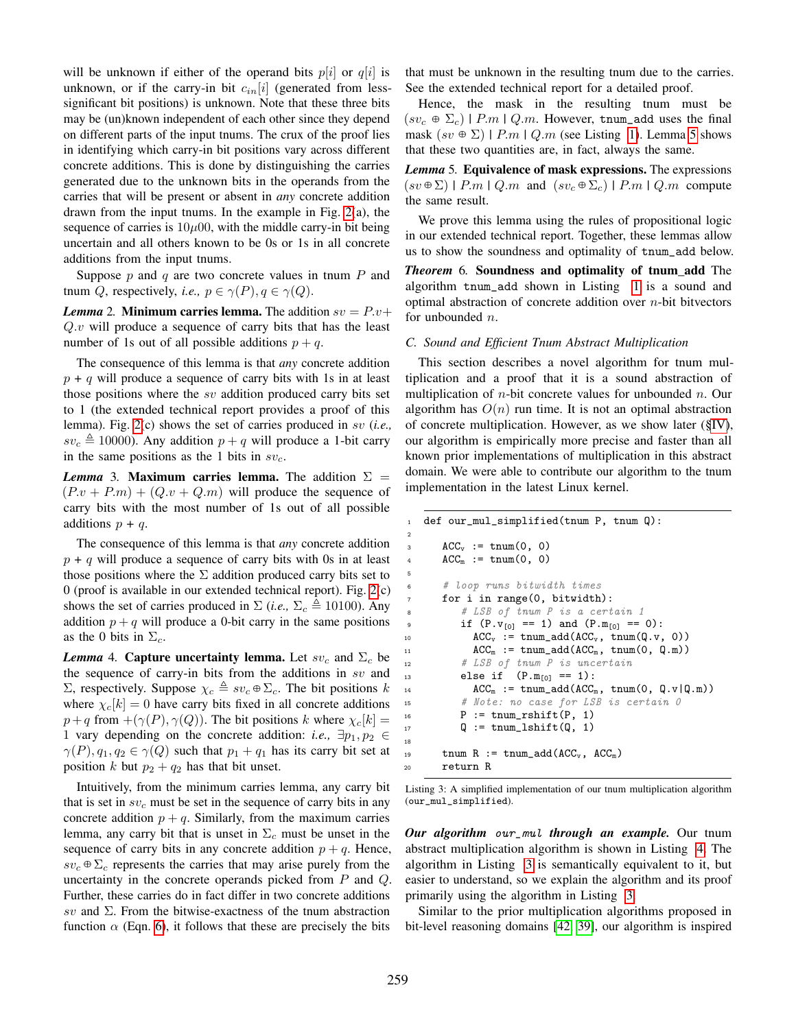will be unknown if either of the operand bits $p[i]$ or $q[i]$ is unknown, or if the carry-in bit $c_{in}[i]$ (generated from less-significant bit positions) is unknown. Note that these three bits may be (un)known independent of each other since they depend on different parts of the input tnums. The crux of the proof lies in identifying which carry-in bit positions vary across different concrete additions. This is done by distinguishing the carries generated due to the unknown bits in the operands from the carries that will be present or absent in *any* concrete addition drawn from the input tnums. In the example in Fig. 2(a), the sequence of carries is $10\mu00$, with the middle carry-in bit being uncertain and all others known to be 0s or 1s in all concrete additions from the input tnums.

Suppose $p$ and $q$ are two concrete values in tnum $P$ and tnum $Q$, respectively, *i.e.,* $p \in \gamma(P), q \in \gamma(Q)$.

***Lemma* 2. Minimum carries lemma.** The addition $sv = P.v + Q.v$ will produce a sequence of carry bits that has the least number of 1s out of all possible additions $p + q$.

The consequence of this lemma is that *any* concrete addition $p$ + $q$ will produce a sequence of carry bits with 1s in at least those positions where the $sv$ addition produced carry bits set to 1 (the extended technical report provides a proof of this lemma). Fig. 2(c) shows the set of carries produced in $sv$ (*i.e.,* $sv_c \triangleq 10000$). Any addition $p + q$ will produce a 1-bit carry in the same positions as the 1 bits in $sv_c$.

***Lemma* 3. Maximum carries lemma.** The addition $\Sigma = (P.v + P.m) + (Q.v + Q.m)$ will produce the sequence of carry bits with the most number of 1s out of all possible additions $p$ + $q$.

The consequence of this lemma is that *any* concrete addition $p$ + $q$ will produce a sequence of carry bits with 0s in at least those positions where the $\Sigma$ addition produced carry bits set to 0 (proof is available in our extended technical report). Fig. 2(c) shows the set of carries produced in $\Sigma$ (*i.e.,* $\Sigma_c \triangleq 10100$). Any addition $p + q$ will produce a 0-bit carry in the same positions as the 0 bits in $\Sigma_c$.

***Lemma* 4. Capture uncertainty lemma.** Let $sv_c$ and $\Sigma_c$ be the sequence of carry-in bits from the additions in $sv$ and $\Sigma$, respectively. Suppose $\chi_c \triangleq sv_c \oplus \Sigma_c$. The bit positions $k$ where $\chi_c[k] = 0$ have carry bits fixed in all concrete additions $p+q$ from $+(\gamma(P), \gamma(Q))$. The bit positions $k$ where $\chi_c[k] = 1$ vary depending on the concrete addition: *i.e.,* $\exists p_1, p_2 \in \gamma(P), q_1, q_2 \in \gamma(Q)$ such that $p_1 + q_1$ has its carry bit set at position $k$ but $p_2 + q_2$ has that bit unset.

Intuitively, from the minimum carries lemma, any carry bit that is set in $sv_c$ must be set in the sequence of carry bits in any concrete addition $p + q$. Similarly, from the maximum carries lemma, any carry bit that is unset in $\Sigma_c$ must be unset in the sequence of carry bits in any concrete addition $p + q$. Hence, $sv_c \oplus \Sigma_c$ represents the carries that may arise purely from the uncertainty in the concrete operands picked from $P$ and $Q$. Further, these carries do in fact differ in two concrete additions $sv$ and $\Sigma$. From the bitwise-exactness of the tnum abstraction function $\alpha$ (Eqn. 6), it follows that these are precisely the bits that must be unknown in the resulting tnum due to the carries. See the extended technical report for a detailed proof.

Hence, the mask in the resulting tnum must be $(sv_c \oplus \Sigma_c) \mid P.m \mid Q.m$. However, `tnum_add` uses the final mask $(sv \oplus \Sigma) \mid P.m \mid Q.m$ (see Listing 1). Lemma 5 shows that these two quantities are, in fact, always the same.

***Lemma* 5. Equivalence of mask expressions.** The expressions $(sv \oplus \Sigma) \mid P.m \mid Q.m$ and $(sv_c \oplus \Sigma_c) \mid P.m \mid Q.m$ compute the same result.

We prove this lemma using the rules of propositional logic in our extended technical report. Together, these lemmas allow us to show the soundness and optimality of `tnum_add` below.

***Theorem* 6. Soundness and optimality of tnum_add** The algorithm `tnum_add` shown in Listing 1 is a sound and optimal abstraction of concrete addition over $n$-bit bitvectors for unbounded $n$.

### *C. Sound and Efficient Tnum Abstract Multiplication*

This section describes a novel algorithm for tnum multiplication and a proof that it is a sound abstraction of multiplication of $n$-bit concrete values for unbounded $n$. Our algorithm has $O(n)$ run time. It is not an optimal abstraction of concrete multiplication. However, as we show later (§IV), our algorithm is empirically more precise and faster than all known prior implementations of multiplication in this abstract domain. We were able to contribute our algorithm to the tnum implementation in the latest Linux kernel.

```
1  def our_mul_simplified(tnum P, tnum Q):
2
3      ACC_v := tnum(0, 0)
4      ACC_m := tnum(0, 0)
5
6      # loop runs bitwidth times
7      for i in range(0, bitwidth):
8        # LSB of tnum P is a certain 1
9        if (P.v[0] == 1) and (P.m[0] == 0):
10         ACC_v := tnum_add(ACC_v, tnum(Q.v, 0))
11         ACC_m := tnum_add(ACC_m, tnum(0, Q.m))
12       # LSB of tnum P is uncertain
13       else if  (P.m[0] == 1):
14         ACC_m := tnum_add(ACC_m, tnum(0, Q.v|Q.m))
15       # Note: no case for LSB is certain 0
16       P := tnum_rshift(P, 1)
17       Q := tnum_lshift(Q, 1)
18
19     tnum R := tnum_add(ACC_v, ACC_m)
20     return R
```

Listing 3: A simplified implementation of our tnum multiplication algorithm (`our_mul_simplified`).

***Our algorithm** `our_mul` **through an example.*** Our tnum abstract multiplication algorithm is shown in Listing 4. The algorithm in Listing 3 is semantically equivalent to it, but easier to understand, so we explain the algorithm and its proof primarily using the algorithm in Listing 3.

Similar to the prior multiplication algorithms proposed in bit-level reasoning domains [42, 39], our algorithm is inspired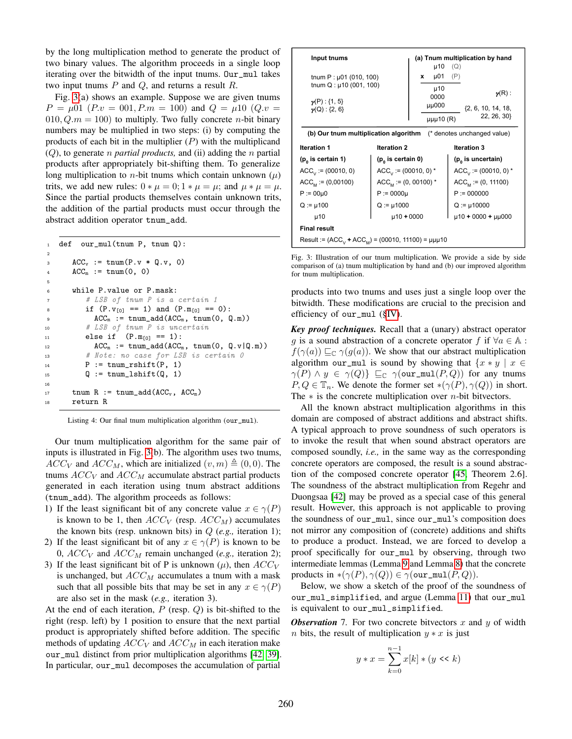by the long multiplication method to generate the product of two binary values. The algorithm proceeds in a single loop iterating over the bitwidth of the input tnums. `Our_mul` takes two input tnums $P$ and $Q$, and returns a result $R$.

Fig. 3(a) shows an example. Suppose we are given tnums $P = \mu 01$ ($P.v = 001, P.m = 100$) and $Q = \mu 10$ ($Q.v = 010, Q.m = 100$) to multiply. Two fully concrete $n$-bit binary numbers may be multiplied in two steps: (i) by computing the products of each bit in the multiplier ($P$) with the multiplicand ($Q$), to generate $n$ *partial products,* and (ii) adding the $n$ partial products after appropriately bit-shifting them. To generalize long multiplication to $n$-bit tnums which contain unknown ($\mu$) trits, we add new rules: $0 * \mu = 0; 1 * \mu = \mu$; and $\mu * \mu = \mu$. Since the partial products themselves contain unknown trits, the addition of the partial products must occur through the abstract addition operator `tnum_add`.

```
1  def  our_mul(tnum P, tnum Q):
2
3      ACC_v := tnum(P.v * Q.v, 0)
4      ACC_m := tnum(0, 0)
5
6      while P.value or P.mask:
7          # LSB of tnum P is a certain 1
8          if (P.v[0] == 1) and (P.m[0] == 0):
9            ACC_m := tnum_add(ACC_m, tnum(0, Q.m))
10         # LSB of tnum P is uncertain
11         else if  (P.m[0] == 1):
12           ACC_m := tnum_add(ACC_m, tnum(0, Q.v|Q.m))
13         # Note: no case for LSB is certain 0
14         P := tnum_rshift(P, 1)
15         Q := tnum_lshift(Q, 1)
16
17     tnum R := tnum_add(ACC_v, ACC_m)
18     return R
```

Listing 4: Our final tnum multiplication algorithm (`our_mul`).

Our tnum multiplication algorithm for the same pair of inputs is illustrated in Fig. 3(b). The algorithm uses two tnums, $ACC_V$ and $ACC_M$, which are initialized $(v, m) \triangleq (0, 0)$. The tnums $ACC_V$ and $ACC_M$ accumulate abstract partial products generated in each iteration using tnum abstract additions (`tnum_add`). The algorithm proceeds as follows:

1) If the least significant bit of any concrete value $x \in \gamma(P)$ is known to be 1, then $ACC_V$ (resp. $ACC_M$) accumulates the known bits (resp. unknown bits) in $Q$ (*e.g.,* iteration 1);
2) If the least significant bit of any $x \in \gamma(P)$ is known to be 0, $ACC_V$ and $ACC_M$ remain unchanged (*e.g.,* iteration 2);
3) If the least significant bit of P is unknown ($\mu$), then $ACC_V$ is unchanged, but $ACC_M$ accumulates a tnum with a mask such that all possible bits that may be set in any $x \in \gamma(P)$ are also set in the mask (*e.g.,* iteration 3).

At the end of each iteration, $P$ (resp. $Q$) is bit-shifted to the right (resp. left) by 1 position to ensure that the next partial product is appropriately shifted before addition. The specific methods of updating $ACC_V$ and $ACC_M$ in each iteration make `our_mul` distinct from prior multiplication algorithms [42], [39]. In particular, `our_mul` decomposes the accumulation of partial

**Input tnums**

tnum P : μ01 (010, 100)
tnum Q : μ10 (001, 100)

γ(P) : {1, 5}
γ(Q) : {2, 6}

**(a) Tnum multiplication by hand**

```
      μ10   (Q)
x     μ01   (P)
-----------
      μ10
     0000
    μμ000
-----------
    μμμ10 (R)
```

γ(R) : {2, 6, 10, 14, 18, 22, 26, 30}

**(b) Our tnum multiplication algorithm** (* denotes unchanged value)

| Iteration 1 | Iteration 2 | Iteration 3 |
|---|---|---|
| ($p_0$ is certain 1) | ($p_0$ is certain 0) | ($p_0$ is uncertain) |
| $ACC_V$ := (00010, 0) | $ACC_V$ := (00010, 0) * | $ACC_V$ := (00010, 0) * |
| $ACC_M$ := (0,00100) | $ACC_M$ := (0, 00100) * | $ACC_M$ := (0, 11100) |
| P := 00μ0 | P := 0000μ | P := 000000 |
| Q := μ100 | Q := μ1000 | Q := μ10000 |
| μ10 | μ10 + 0000 | μ10 + 0000 + μμ000 |

**Final result**

Result := ($ACC_V$ + $ACC_M$) = (00010, 11100) = μμμ10

Fig. 3: Illustration of our tnum multiplication. We provide a side by side comparison of (a) tnum multiplication by hand and (b) our improved algorithm for tnum multiplication.

products into two tnums and uses just a single loop over the bitwidth. These modifications are crucial to the precision and efficiency of `our_mul` (§IV).

***Key proof techniques.*** Recall that a (unary) abstract operator $g$ is a sound abstraction of a concrete operator $f$ if $\forall a \in \mathbb{A}$ : $f(\gamma(a)) \sqsubseteq_{\mathbb{C}} \gamma(g(a))$. We show that our abstract multiplication algorithm `our_mul` is sound by showing that $\{x * y \mid x \in \gamma(P) \wedge y \in \gamma(Q)\} \sqsubseteq_{\mathbb{C}} \gamma(\texttt{our\_mul}(P, Q))$ for any tnums $P, Q \in \mathbb{T}_n$. We denote the former set $*(\gamma(P), \gamma(Q))$ in short. The $*$ is the concrete multiplication over $n$-bit bitvectors.

All the known abstract multiplication algorithms in this domain are composed of abstract additions and abstract shifts. A typical approach to prove soundness of such operators is to invoke the result that when sound abstract operators are composed soundly, *i.e.,* in the same way as the corresponding concrete operators are composed, the result is a sound abstraction of the composed concrete operator [45, Theorem 2.6]. The soundness of the abstract multiplication from Regehr and Duongsaa [42] may be proved as a special case of this general result. However, this approach is not applicable to proving the soundness of `our_mul`, since `our_mul`'s composition does not mirror any composition of (concrete) additions and shifts to produce a product. Instead, we are forced to develop a proof specifically for `our_mul` by observing, through two intermediate lemmas (Lemma 9 and Lemma 8) that the concrete products in $*(\gamma(P), \gamma(Q)) \in \gamma(\texttt{our\_mul}(P, Q))$.

Below, we show a sketch of the proof of the soundness of `our_mul_simplified`, and argue (Lemma 11) that `our_mul` is equivalent to `our_mul_simplified`.

***Observation*** 7. For two concrete bitvectors $x$ and $y$ of width $n$ bits, the result of multiplication $y * x$ is just

$$y * x = \sum_{k=0}^{n-1} x[k] * (y \texttt{ << } k)$$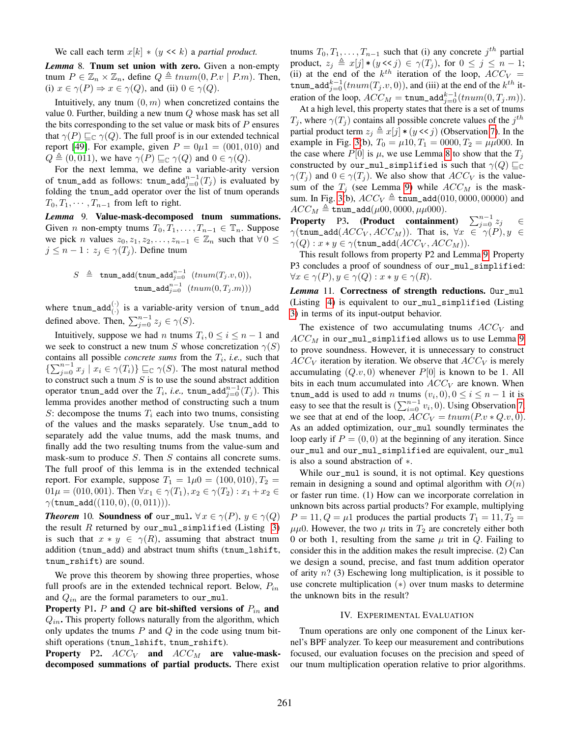We call each term $x[k] * (y << k)$ a *partial product.*

***Lemma** 8.* **Tnum set union with zero.** Given a non-empty tnum $P \in \mathbb{Z}_n \times \mathbb{Z}_n$, define $Q \triangleq tnum(0, P.v \mid P.m)$. Then, (i) $x \in \gamma(P) \Rightarrow x \in \gamma(Q)$, and (ii) $0 \in \gamma(Q)$.

Intuitively, any tnum $(0, m)$ when concretized contains the value 0. Further, building a new tnum $Q$ whose mask has set all the bits corresponding to the set value or mask bits of $P$ ensures that $\gamma(P) \sqsubseteq_{\mathbb{C}} \gamma(Q)$. The full proof is in our extended technical report [49]. For example, given $P = 0\mu1 = (001, 010)$ and $Q \triangleq (0, 011)$, we have $\gamma(P) \sqsubseteq_{\mathbb{C}} \gamma(Q)$ and $0 \in \gamma(Q)$.

For the next lemma, we define a variable-arity version of `tnum_add` as follows: $\texttt{tnum\_add}_{j=0}^{n-1}(T_j)$ is evaluated by folding the `tnum_add` operator over the list of tnum operands $T_0, T_1, \cdots, T_{n-1}$ from left to right.

***Lemma** 9.* **Value-mask-decomposed tnum summations.** Given $n$ non-empty tnums $T_0, T_1, \ldots, T_{n-1} \in \mathbb{T}_n$. Suppose we pick $n$ values $z_0, z_1, z_2, \ldots, z_{n-1} \in \mathbb{Z}_n$ such that $\forall\, 0 \leq j \leq n-1 : z_j \in \gamma(T_j)$. Define tnum

$$S \triangleq \texttt{tnum\_add}(\texttt{tnum\_add}_{j=0}^{n-1}\ (tnum(T_j.v, 0)),\ \texttt{tnum\_add}_{j=0}^{n-1}\ (tnum(0, T_j.m)))$$

where $\texttt{tnum\_add}_{(\cdot)}^{(\cdot)}$ is a variable-arity version of `tnum_add` defined above. Then, $\sum_{j=0}^{n-1} z_j \in \gamma(S)$.

Intuitively, suppose we had $n$ tnums $T_i, 0 \leq i \leq n-1$ and we seek to construct a new tnum $S$ whose concretization $\gamma(S)$ contains all possible *concrete sums* from the $T_i$, *i.e.,* such that $\{\sum_{j=0}^{n-1} x_j \mid x_i \in \gamma(T_i)\} \sqsubseteq_{\mathbb{C}} \gamma(S)$. The most natural method to construct such a tnum $S$ is to use the sound abstract addition operator `tnum_add` over the $T_i$, *i.e.,* $\texttt{tnum\_add}_{j=0}^{n-1}(T_j)$. This lemma provides another method of constructing such a tnum $S$: decompose the tnums $T_i$ each into two tnums, consisting of the values and the masks separately. Use `tnum_add` to separately add the value tnums, add the mask tnums, and finally add the two resulting tnums from the value-sum and mask-sum to produce $S$. Then $S$ contains all concrete sums. The full proof of this lemma is in the extended technical report. For example, suppose $T_1 = 1\mu0 = (100, 010), T_2 = 01\mu = (010, 001)$. Then $\forall x_1 \in \gamma(T_1), x_2 \in \gamma(T_2) : x_1 + x_2 \in \gamma(\texttt{tnum\_add}((110, 0), (0, 011)))$.

***Theorem** 10.* **Soundness of `our_mul`.** $\forall\, x \in \gamma(P),\ y \in \gamma(Q)$ the result $R$ returned by `our_mul_simplified` (Listing 3) is such that $x * y \in \gamma(R)$, assuming that abstract tnum addition (`tnum_add`) and abstract tnum shifts (`tnum_lshift`, `tnum_rshift`) are sound.

We prove this theorem by showing three properties, whose full proofs are in the extended technical report. Below, $P_{in}$ and $Q_{in}$ are the formal parameters to `our_mul`.

**Property P1. $P$ and $Q$ are bit-shifted versions of $P_{in}$ and $Q_{in}$.** This property follows naturally from the algorithm, which only updates the tnums $P$ and $Q$ in the code using tnum bit-shift operations (`tnum_lshift`, `tnum_rshift`).

**Property P2. $ACC_V$ and $ACC_M$ are value-mask-decomposed summations of partial products.** There exist tnums $T_0, T_1, \ldots, T_{n-1}$ such that (i) any concrete $j^{th}$ partial product, $z_j \triangleq x[j] * (y << j) \in \gamma(T_j)$, for $0 \leq j \leq n-1$; (ii) at the end of the $k^{th}$ iteration of the loop, $ACC_V = \texttt{tnum\_add}_{j=0}^{k-1}(tnum(T_j.v, 0))$, and (iii) at the end of the $k^{th}$ iteration of the loop, $ACC_M = \texttt{tnum\_add}_{j=0}^{k-1}(tnum(0, T_j.m))$.

At a high level, this property states that there is a set of tnums $T_j$, where $\gamma(T_j)$ contains all possible concrete values of the $j^{th}$ partial product term $z_j \triangleq x[j] * (y << j)$ (Observation 7). In the example in Fig. 3(b), $T_0 = \mu10, T_1 = 0000, T_2 = \mu\mu000$. In the case where $P[0]$ is $\mu$, we use Lemma 8 to show that the $T_j$ constructed by `our_mul_simplified` is such that $\gamma(Q) \sqsubseteq_{\mathbb{C}} \gamma(T_j)$ and $0 \in \gamma(T_j)$. We also show that $ACC_V$ is the value-sum of the $T_j$ (see Lemma 9) while $ACC_M$ is the mask-sum. In Fig. 3(b), $ACC_V \triangleq \texttt{tnum\_add}(010, 0000, 00000)$ and $ACC_M \triangleq \texttt{tnum\_add}(\mu00, 0000, \mu\mu000)$.

**Property P3. (Product containment)** $\sum_{j=0}^{n-1} z_j \in \gamma(\texttt{tnum\_add}(ACC_V, ACC_M))$. That is, $\forall x \in \gamma(P), y \in \gamma(Q) : x * y \in \gamma(\texttt{tnum\_add}(ACC_V, ACC_M))$.

This result follows from property P2 and Lemma 9. Property P3 concludes a proof of soundness of `our_mul_simplified`: $\forall x \in \gamma(P), y \in \gamma(Q) : x * y \in \gamma(R)$.

***Lemma** 11.* **Correctness of strength reductions.** `Our_mul` (Listing 4) is equivalent to `our_mul_simplified` (Listing 3) in terms of its input-output behavior.

The existence of two accumulating tnums $ACC_V$ and $ACC_M$ in `our_mul_simplified` allows us to use Lemma 9 to prove soundness. However, it is unnecessary to construct $ACC_V$ iteration by iteration. We observe that $ACC_V$ is merely accumulating $(Q.v, 0)$ whenever $P[0]$ is known to be 1. All bits in each tnum accumulated into $ACC_V$ are known. When `tnum_add` is used to add $n$ tnums $(v_i, 0), 0 \leq i \leq n-1$ it is easy to see that the result is $(\sum_{i=0}^{n-1} v_i, 0)$. Using Observation 7, we see that at end of the loop, $ACC_V = tnum(P.v * Q.v, 0)$. As an added optimization, `our_mul` soundly terminates the loop early if $P = (0, 0)$ at the beginning of any iteration. Since `our_mul` and `our_mul_simplified` are equivalent, `our_mul` is also a sound abstraction of $*$.

While `our_mul` is sound, it is not optimal. Key questions remain in designing a sound and optimal algorithm with $O(n)$ or faster run time. (1) How can we incorporate correlation in unknown bits across partial products? For example, multiplying $P = 11, Q = \mu1$ produces the partial products $T_1 = 11, T_2 = \mu\mu0$. However, the two $\mu$ trits in $T_2$ are concretely either both 0 or both 1, resulting from the same $\mu$ trit in $Q$. Failing to consider this in the addition makes the result imprecise. (2) Can we design a sound, precise, and fast tnum addition operator of arity $n$? (3) Eschewing long multiplication, is it possible to use concrete multiplication ($*$) over tnum masks to determine the unknown bits in the result?

## IV. Experimental Evaluation

Tnum operations are only one component of the Linux kernel's BPF analyzer. To keep our measurement and contributions focused, our evaluation focuses on the precision and speed of our tnum multiplication operation relative to prior algorithms.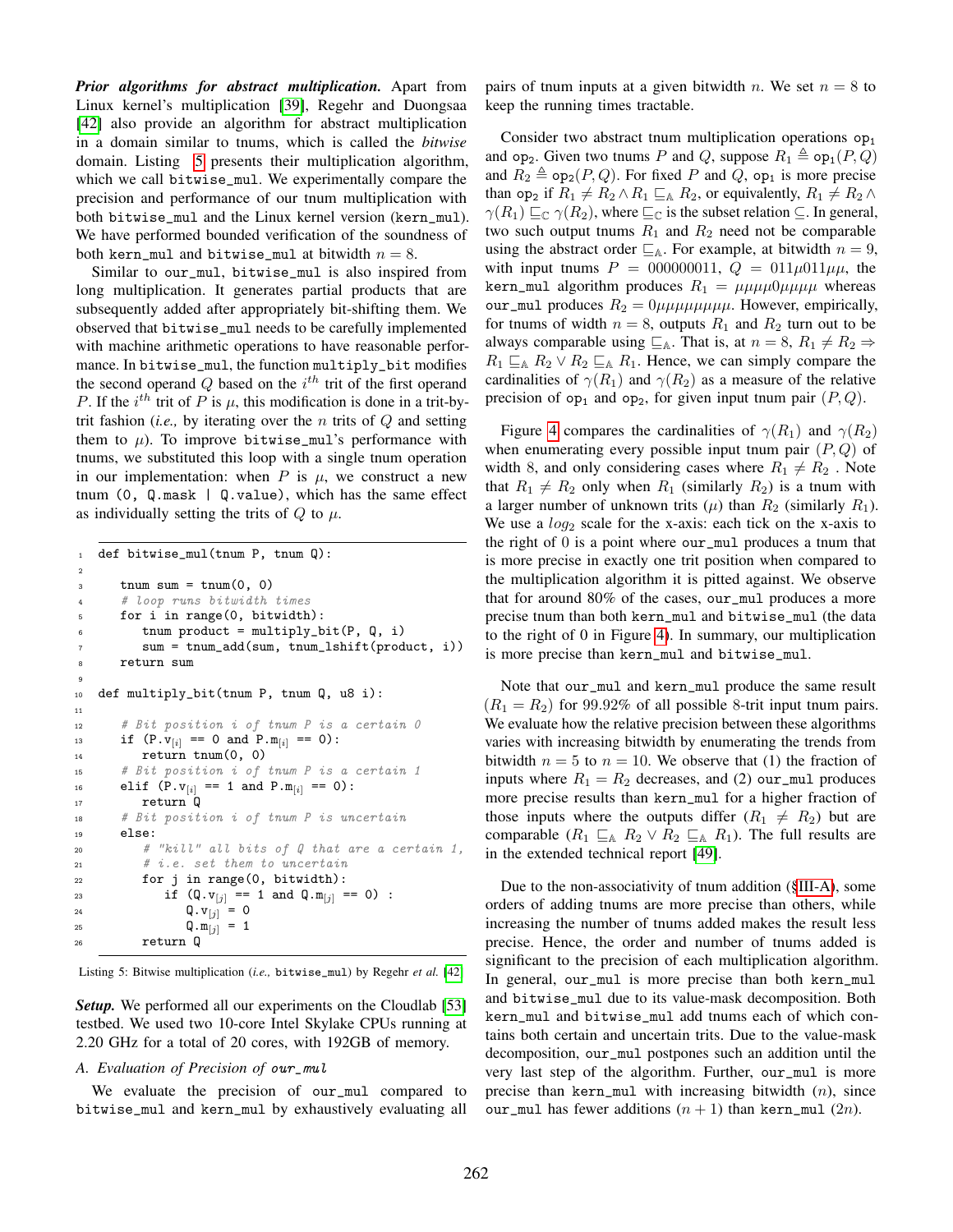***Prior algorithms for abstract multiplication.*** Apart from Linux kernel's multiplication [39], Regehr and Duongsaa [42] also provide an algorithm for abstract multiplication in a domain similar to tnums, which is called the *bitwise* domain. Listing 5 presents their multiplication algorithm, which we call `bitwise_mul`. We experimentally compare the precision and performance of our tnum multiplication with both `bitwise_mul` and the Linux kernel version (`kern_mul`). We have performed bounded verification of the soundness of both `kern_mul` and `bitwise_mul` at bitwidth $n = 8$.

Similar to `our_mul`, `bitwise_mul` is also inspired from long multiplication. It generates partial products that are subsequently added after appropriately bit-shifting them. We observed that `bitwise_mul` needs to be carefully implemented with machine arithmetic operations to have reasonable performance. In `bitwise_mul`, the function `multiply_bit` modifies the second operand $Q$ based on the $i^{th}$ trit of the first operand $P$. If the $i^{th}$ trit of $P$ is $\mu$, this modification is done in a trit-by-trit fashion (*i.e.,* by iterating over the $n$ trits of $Q$ and setting them to $\mu$). To improve `bitwise_mul`'s performance with tnums, we substituted this loop with a single tnum operation in our implementation: when $P$ is $\mu$, we construct a new tnum `(0, Q.mask | Q.value)`, which has the same effect as individually setting the trits of $Q$ to $\mu$.

```
1   def bitwise_mul(tnum P, tnum Q):
2
3      tnum sum = tnum(0, 0)
4      # loop runs bitwidth times
5      for i in range(0, bitwidth):
6         tnum product = multiply_bit(P, Q, i)
7         sum = tnum_add(sum, tnum_lshift(product, i))
8      return sum
9
10  def multiply_bit(tnum P, tnum Q, u8 i):
11
12     # Bit position i of tnum P is a certain 0
13     if (P.v[i] == 0 and P.m[i] == 0):
14        return tnum(0, 0)
15     # Bit position i of tnum P is a certain 1
16     elif (P.v[i] == 1 and P.m[i] == 0):
17        return Q
18     # Bit position i of tnum P is uncertain
19     else:
20        # "kill" all bits of Q that are a certain 1,
21        # i.e. set them to uncertain
22        for j in range(0, bitwidth):
23           if (Q.v[j] == 1 and Q.m[j] == 0) :
24              Q.v[j] = 0
25              Q.m[j] = 1
26        return Q
```

Listing 5: Bitwise multiplication (*i.e.,* `bitwise_mul`) by Regehr *et al.* [42].

***Setup.*** We performed all our experiments on the Cloudlab [53] testbed. We used two 10-core Intel Skylake CPUs running at 2.20 GHz for a total of 20 cores, with 192GB of memory.

### *A. Evaluation of Precision of `our_mul`*

We evaluate the precision of `our_mul` compared to `bitwise_mul` and `kern_mul` by exhaustively evaluating all pairs of tnum inputs at a given bitwidth $n$. We set $n = 8$ to keep the running times tractable.

Consider two abstract tnum multiplication operations $\texttt{op}_1$ and $\texttt{op}_2$. Given two tnums $P$ and $Q$, suppose $R_1 \triangleq \texttt{op}_1(P, Q)$ and $R_2 \triangleq \texttt{op}_2(P, Q)$. For fixed $P$ and $Q$, $\texttt{op}_1$ is more precise than $\texttt{op}_2$ if $R_1 \neq R_2 \wedge R_1 \sqsubseteq_{\mathbb{A}} R_2$, or equivalently, $R_1 \neq R_2 \wedge \gamma(R_1) \sqsubseteq_{\mathbb{C}} \gamma(R_2)$, where $\sqsubseteq_{\mathbb{C}}$ is the subset relation $\subseteq$. In general, two such output tnums $R_1$ and $R_2$ need not be comparable using the abstract order $\sqsubseteq_{\mathbb{A}}$. For example, at bitwidth $n = 9$, with input tnums $P = 000000011$, $Q = 011\mu011\mu\mu$, the `kern_mul` algorithm produces $R_1 = \mu\mu\mu\mu 0\mu\mu\mu\mu$ whereas `our_mul` produces $R_2 = 0\mu\mu\mu\mu\mu\mu\mu\mu$. However, empirically, for tnums of width $n = 8$, outputs $R_1$ and $R_2$ turn out to be always comparable using $\sqsubseteq_{\mathbb{A}}$. That is, at $n = 8$, $R_1 \neq R_2 \Rightarrow R_1 \sqsubseteq_{\mathbb{A}} R_2 \vee R_2 \sqsubseteq_{\mathbb{A}} R_1$. Hence, we can simply compare the cardinalities of $\gamma(R_1)$ and $\gamma(R_2)$ as a measure of the relative precision of $\texttt{op}_1$ and $\texttt{op}_2$, for given input tnum pair $(P, Q)$.

Figure 4 compares the cardinalities of $\gamma(R_1)$ and $\gamma(R_2)$ when enumerating every possible input tnum pair $(P, Q)$ of width 8, and only considering cases where $R_1 \neq R_2$ . Note that $R_1 \neq R_2$ only when $R_1$ (similarly $R_2$) is a tnum with a larger number of unknown trits ($\mu$) than $R_2$ (similarly $R_1$). We use a $log_2$ scale for the x-axis: each tick on the x-axis to the right of 0 is a point where `our_mul` produces a tnum that is more precise in exactly one trit position when compared to the multiplication algorithm it is pitted against. We observe that for around 80% of the cases, `our_mul` produces a more precise tnum than both `kern_mul` and `bitwise_mul` (the data to the right of 0 in Figure 4). In summary, our multiplication is more precise than `kern_mul` and `bitwise_mul`.

Note that `our_mul` and `kern_mul` produce the same result ($R_1 = R_2$) for 99.92% of all possible 8-trit input tnum pairs. We evaluate how the relative precision between these algorithms varies with increasing bitwidth by enumerating the trends from bitwidth $n = 5$ to $n = 10$. We observe that (1) the fraction of inputs where $R_1 = R_2$ decreases, and (2) `our_mul` produces more precise results than `kern_mul` for a higher fraction of those inputs where the outputs differ ($R_1 \neq R_2$) but are comparable ($R_1 \sqsubseteq_{\mathbb{A}} R_2 \vee R_2 \sqsubseteq_{\mathbb{A}} R_1$). The full results are in the extended technical report [49].

Due to the non-associativity of tnum addition (§III-A), some orders of adding tnums are more precise than others, while increasing the number of tnums added makes the result less precise. Hence, the order and number of tnums added is significant to the precision of each multiplication algorithm. In general, `our_mul` is more precise than both `kern_mul` and `bitwise_mul` due to its value-mask decomposition. Both `kern_mul` and `bitwise_mul` add tnums each of which contains both certain and uncertain trits. Due to the value-mask decomposition, `our_mul` postpones such an addition until the very last step of the algorithm. Further, `our_mul` is more precise than `kern_mul` with increasing bitwidth ($n$), since `our_mul` has fewer additions ($n + 1$) than `kern_mul` ($2n$).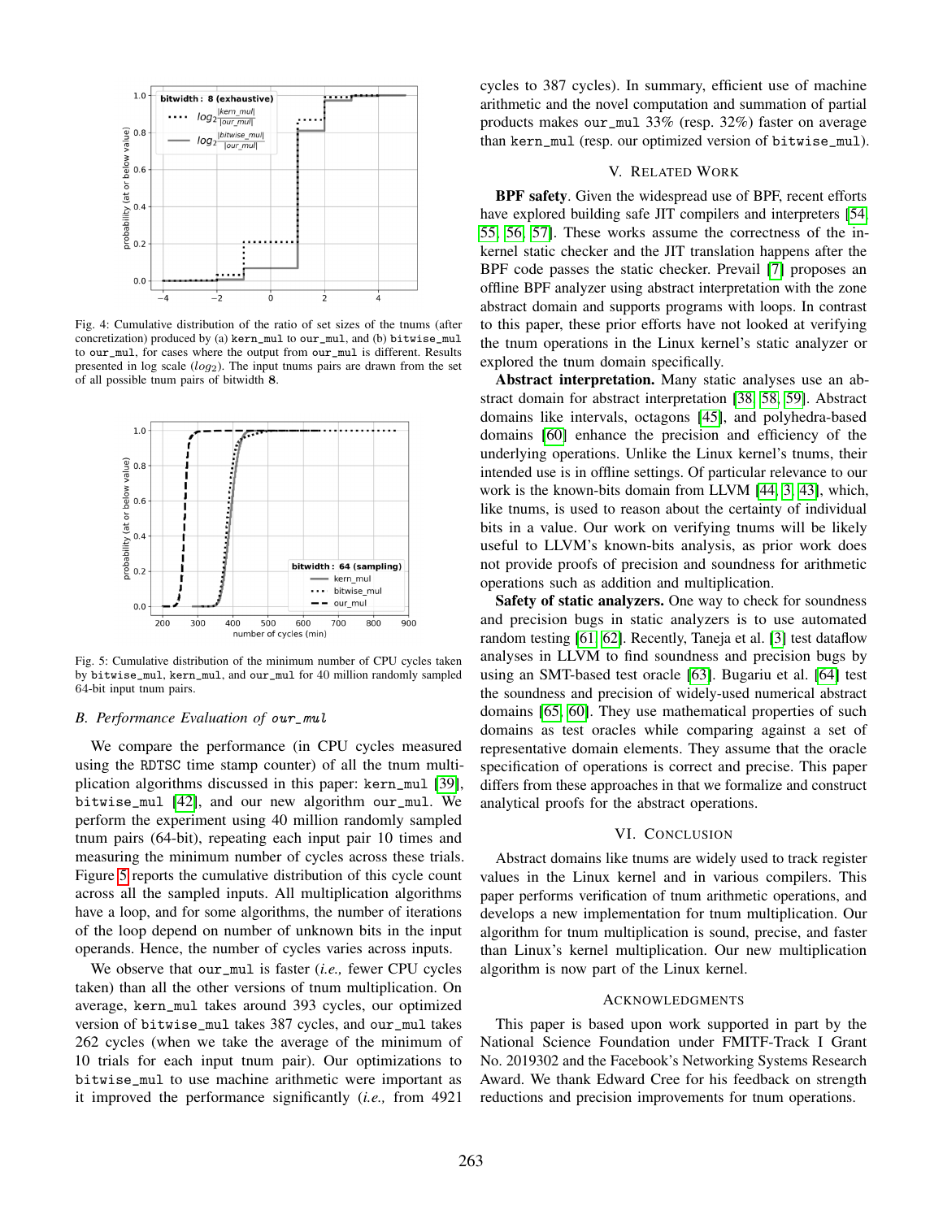Fig. 4: Cumulative distribution of the ratio of set sizes of the tnums (after concretization) produced by (a) kern_mul to our_mul, and (b) bitwise_mul to our_mul, for cases where the output from our_mul is different. Results presented in log scale ($log_2$). The input tnums pairs are drawn from the set of all possible tnum pairs of bitwidth **8**.

Fig. 5: Cumulative distribution of the minimum number of CPU cycles taken by bitwise_mul, kern_mul, and our_mul for 40 million randomly sampled 64-bit input tnum pairs.

### B. Performance Evaluation of *our_mul*

We compare the performance (in CPU cycles measured using the RDTSC time stamp counter) of all the tnum multiplication algorithms discussed in this paper: kern_mul [39], bitwise_mul [42], and our new algorithm our_mul. We perform the experiment using 40 million randomly sampled tnum pairs (64-bit), repeating each input pair 10 times and measuring the minimum number of cycles across these trials. Figure 5 reports the cumulative distribution of this cycle count across all the sampled inputs. All multiplication algorithms have a loop, and for some algorithms, the number of iterations of the loop depend on number of unknown bits in the input operands. Hence, the number of cycles varies across inputs.

We observe that our_mul is faster (*i.e.,* fewer CPU cycles taken) than all the other versions of tnum multiplication. On average, kern_mul takes around 393 cycles, our optimized version of bitwise_mul takes 387 cycles, and our_mul takes 262 cycles (when we take the average of the minimum of 10 trials for each input tnum pair). Our optimizations to bitwise_mul to use machine arithmetic were important as it improved the performance significantly (*i.e.,* from 4921 cycles to 387 cycles). In summary, efficient use of machine arithmetic and the novel computation and summation of partial products makes our_mul 33% (resp. 32%) faster on average than kern_mul (resp. our optimized version of bitwise_mul).

## V. Related Work

**BPF safety**. Given the widespread use of BPF, recent efforts have explored building safe JIT compilers and interpreters [54, 55, 56, 57]. These works assume the correctness of the in-kernel static checker and the JIT translation happens after the BPF code passes the static checker. Prevail [7] proposes an offline BPF analyzer using abstract interpretation with the zone abstract domain and supports programs with loops. In contrast to this paper, these prior efforts have not looked at verifying the tnum operations in the Linux kernel's static analyzer or explored the tnum domain specifically.

**Abstract interpretation.** Many static analyses use an abstract domain for abstract interpretation [38, 58, 59]. Abstract domains like intervals, octagons [45], and polyhedra-based domains [60] enhance the precision and efficiency of the underlying operations. Unlike the Linux kernel's tnums, their intended use is in offline settings. Of particular relevance to our work is the known-bits domain from LLVM [44, 3, 43], which, like tnums, is used to reason about the certainty of individual bits in a value. Our work on verifying tnums will be likely useful to LLVM's known-bits analysis, as prior work does not provide proofs of precision and soundness for arithmetic operations such as addition and multiplication.

**Safety of static analyzers.** One way to check for soundness and precision bugs in static analyzers is to use automated random testing [61, 62]. Recently, Taneja et al. [3] test dataflow analyses in LLVM to find soundness and precision bugs by using an SMT-based test oracle [63]. Bugariu et al. [64] test the soundness and precision of widely-used numerical abstract domains [65, 60]. They use mathematical properties of such domains as test oracles while comparing against a set of representative domain elements. They assume that the oracle specification of operations is correct and precise. This paper differs from these approaches in that we formalize and construct analytical proofs for the abstract operations.

## VI. Conclusion

Abstract domains like tnums are widely used to track register values in the Linux kernel and in various compilers. This paper performs verification of tnum arithmetic operations, and develops a new implementation for tnum multiplication. Our algorithm for tnum multiplication is sound, precise, and faster than Linux's kernel multiplication. Our new multiplication algorithm is now part of the Linux kernel.

## Acknowledgments

This paper is based upon work supported in part by the National Science Foundation under FMITF-Track I Grant No. 2019302 and the Facebook's Networking Systems Research Award. We thank Edward Cree for his feedback on strength reductions and precision improvements for tnum operations.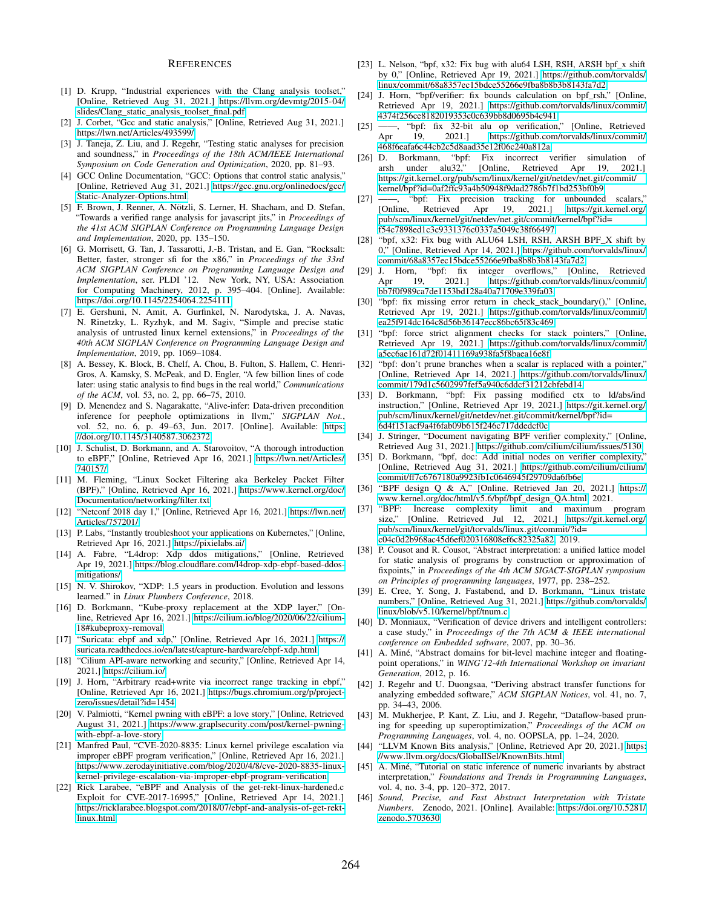## References

[1] D. Krupp, "Industrial experiences with the Clang analysis toolset," [Online, Retrieved Aug 31, 2021.] https://llvm.org/devmtg/2015-04/slides/Clang_static_analysis_toolset_final.pdf

[2] J. Corbet, "Gcc and static analysis," [Online, Retrieved Aug 31, 2021.] https://lwn.net/Articles/493599/

[3] J. Taneja, Z. Liu, and J. Regehr, "Testing static analyses for precision and soundness," in *Proceedings of the 18th ACM/IEEE International Symposium on Code Generation and Optimization*, 2020, pp. 81–93.

[4] GCC Online Documentation, "GCC: Options that control static analysis," [Online, Retrieved Aug 31, 2021.] https://gcc.gnu.org/onlinedocs/gcc/Static-Analyzer-Options.html

[5] F. Brown, J. Renner, A. Nötzli, S. Lerner, H. Shacham, and D. Stefan, "Towards a verified range analysis for javascript jits," in *Proceedings of the 41st ACM SIGPLAN Conference on Programming Language Design and Implementation*, 2020, pp. 135–150.

[6] G. Morrisett, G. Tan, J. Tassarotti, J.-B. Tristan, and E. Gan, "Rocksalt: Better, faster, stronger sfi for the x86," in *Proceedings of the 33rd ACM SIGPLAN Conference on Programming Language Design and Implementation*, ser. PLDI '12. New York, NY, USA: Association for Computing Machinery, 2012, p. 395–404. [Online]. Available: https://doi.org/10.1145/2254064.2254111

[7] E. Gershuni, N. Amit, A. Gurfinkel, N. Narodytska, J. A. Navas, N. Rinetzky, L. Ryzhyk, and M. Sagiv, "Simple and precise static analysis of untrusted linux kernel extensions," in *Proceedings of the 40th ACM SIGPLAN Conference on Programming Language Design and Implementation*, 2019, pp. 1069–1084.

[8] A. Bessey, K. Block, B. Chelf, A. Chou, B. Fulton, S. Hallem, C. Henri-Gros, A. Kamsky, S. McPeak, and D. Engler, "A few billion lines of code later: using static analysis to find bugs in the real world," *Communications of the ACM*, vol. 53, no. 2, pp. 66–75, 2010.

[9] D. Menendez and S. Nagarakatte, "Alive-infer: Data-driven precondition inference for peephole optimizations in llvm," *SIGPLAN Not.*, vol. 52, no. 6, p. 49–63, Jun. 2017. [Online]. Available: https://doi.org/10.1145/3140587.3062372

[10] J. Schulist, D. Borkmann, and A. Starovoitov, "A thorough introduction to eBPF," [Online, Retrieved Apr 16, 2021.] https://lwn.net/Articles/740157/

[11] M. Fleming, "Linux Socket Filtering aka Berkeley Packet Filter (BPF)," [Online, Retrieved Apr 16, 2021.] https://www.kernel.org/doc/Documentation/networking/filter.txt

[12] "Netconf 2018 day 1," [Online, Retrieved Apr 16, 2021.] https://lwn.net/Articles/757201/

[13] P. Labs, "Instantly troubleshoot your applications on Kubernetes," [Online, Retrieved Apr 16, 2021.] https://pixielabs.ai/

[14] A. Fabre, "L4drop: Xdp ddos mitigations," [Online, Retrieved Apr 19, 2021.] https://blog.cloudflare.com/l4drop-xdp-ebpf-based-ddos-mitigations/

[15] N. V. Shirokov, "XDP: 1.5 years in production. Evolution and lessons learned." in *Linux Plumbers Conference*, 2018.

[16] D. Borkmann, "Kube-proxy replacement at the XDP layer," [Online, Retrieved Apr 16, 2021.] https://cilium.io/blog/2020/06/22/cilium-18#kubeproxy-removal

[17] "Suricata: ebpf and xdp," [Online, Retrieved Apr 16, 2021.] https://suricata.readthedocs.io/en/latest/capture-hardware/ebpf-xdp.html

[18] "Cilium API-aware networking and security," [Online, Retrieved Apr 14, 2021.] https://cilium.io/

[19] J. Horn, "Arbitrary read+write via incorrect range tracking in ebpf," [Online, Retrieved Apr 16, 2021.] https://bugs.chromium.org/p/project-zero/issues/detail?id=1454

[20] V. Palmiotti, "Kernel pwning with eBPF: a love story," [Online, Retrieved August 31, 2021.] https://www.graplsecurity.com/post/kernel-pwning-with-ebpf-a-love-story

[21] Manfred Paul, "CVE-2020-8835: Linux kernel privilege escalation via improper eBPF program verification," [Online, Retrieved Apr 16, 2021.] https://www.zerodayinitiative.com/blog/2020/4/8/cve-2020-8835-linux-kernel-privilege-escalation-via-improper-ebpf-program-verification

[22] Rick Larabee, "eBPF and Analysis of the get-rekt-linux-hardened.c Exploit for CVE-2017-16995," [Online, Retrieved Apr 14, 2021.] https://ricklarabee.blogspot.com/2018/07/ebpf-and-analysis-of-get-rekt-linux.html

[23] L. Nelson, "bpf, x32: Fix bug with alu64 LSH, RSH, ARSH bpf_x shift by 0," [Online, Retrieved Apr 19, 2021.] https://github.com/torvalds/linux/commit/68a8357ec15bdce55266e9fba8b8b3b8143fa7d2

[24] J. Horn, "bpf/verifier: fix bounds calculation on bpf_rsh," [Online, Retrieved Apr 19, 2021.] https://github.com/torvalds/linux/commit/4374f256ce8182019353c0c639bb8d0695b4c941

[25] ——, "bpf: fix 32-bit alu op verification," [Online, Retrieved Apr 19, 2021.] https://github.com/torvalds/linux/commit/468f6eafa6c44cb2c5d8aad35e12f06c240a812a

[26] D. Borkmann, "bpf: Fix incorrect verifier simulation of arsh under alu32," [Online, Retrieved Apr 19, 2021.] https://git.kernel.org/pub/scm/linux/kernel/git/netdev/net.git/commit/kernel/bpf?id=0af2ffc93a4b50948f9dad2786b7f1bd253bf0b9

[27] ——, "bpf: Fix precision tracking for unbounded scalars," [Online, Retrieved Apr 19, 2021.] https://git.kernel.org/pub/scm/linux/kernel/git/netdev/net.git/commit/kernel/bpf?id=f54c7898ed1c3c9331376c0337a5049c38f66497

[28] "bpf, x32: Fix bug with ALU64 LSH, RSH, ARSH BPF_X shift by 0," [Online, Retrieved Apr 14, 2021.] https://github.com/torvalds/linux/commit/68a8357ec15bdce55266e9fba8b8b3b8143fa7d2

[29] J. Horn, "bpf: fix integer overflows," [Online, Retrieved Apr 19, 2021.] https://github.com/torvalds/linux/commit/bb7f0f989ca7de1153bd128a40a71709e339fa03

[30] "bpf: fix missing error return in check_stack_boundary()," [Online, Retrieved Apr 19, 2021.] https://github.com/torvalds/linux/commit/ea25f914dc164c8d56b36147ecc86bc65f83c469

[31] "bpf: force strict alignment checks for stack pointers," [Online, Retrieved Apr 19, 2021.] https://github.com/torvalds/linux/commit/a5ec6ae161d72f01411169a938fa5f8baea16e8f

[32] "bpf: don't prune branches when a scalar is replaced with a pointer," [Online, Retrieved Apr 14, 2021.] https://github.com/torvalds/linux/commit/179d1c5602997fef5a940c6ddcf31212cbfebd14

[33] D. Borkmann, "bpf: Fix passing modified ctx to ld/abs/ind instruction," [Online, Retrieved Apr 19, 2021.] https://git.kernel.org/pub/scm/linux/kernel/git/netdev/net.git/commit/kernel/bpf?id=6d4f151acf9a4f6fab09b615f246c717ddedcf0c

[34] J. Stringer, "Document navigating BPF verifier complexity," [Online, Retrieved Aug 31, 2021.] https://github.com/cilium/cilium/issues/5130

[35] D. Borkmann, "bpf, doc: Add initial nodes on verifier complexity," [Online, Retrieved Aug 31, 2021.] https://github.com/cilium/cilium/commit/ff7c6767180a99923fb1c0646945f29709da6fb6e

[36] "BPF design Q & A," [Online. Retrieved Jan 20, 2021.] https://www.kernel.org/doc/html/v5.6/bpf/bpf_design_QA.html, 2021.

[37] "BPF: Increase complexity limit and maximum program size," [Online. Retrieved Jul 12, 2021.] https://git.kernel.org/pub/scm/linux/kernel/git/torvalds/linux.git/commit/?id=c04c0d2b968ac45d6ef020316808ef6c82325a82, 2019.

[38] P. Cousot and R. Cousot, "Abstract interpretation: a unified lattice model for static analysis of programs by construction or approximation of fixpoints," in *Proceedings of the 4th ACM SIGACT-SIGPLAN symposium on Principles of programming languages*, 1977, pp. 238–252.

[39] E. Cree, Y. Song, J. Fastabend, and D. Borkmann, "Linux tristate numbers," [Online, Retrieved Aug 31, 2021.] https://github.com/torvalds/linux/blob/v5.10/kernel/bpf/tnum.c

[40] D. Monniaux, "Verification of device drivers and intelligent controllers: a case study," in *Proceedings of the 7th ACM & IEEE international conference on Embedded software*, 2007, pp. 30–36.

[41] A. Miné, "Abstract domains for bit-level machine integer and floating-point operations," in *WING'12-4th International Workshop on invariant Generation*, 2012, p. 16.

[42] J. Regehr and U. Duongsaa, "Deriving abstract transfer functions for analyzing embedded software," *ACM SIGPLAN Notices*, vol. 41, no. 7, pp. 34–43, 2006.

[43] M. Mukherjee, P. Kant, Z. Liu, and J. Regehr, "Dataflow-based pruning for speeding up superoptimization," *Proceedings of the ACM on Programming Languages*, vol. 4, no. OOPSLA, pp. 1–24, 2020.

[44] "LLVM Known Bits analysis," [Online, Retrieved Apr 20, 2021.] https://www.llvm.org/docs/GlobalISel/KnownBits.html

[45] A. Miné, "Tutorial on static inference of numeric invariants by abstract interpretation," *Foundations and Trends in Programming Languages*, vol. 4, no. 3-4, pp. 120–372, 2017.

[46] *Sound, Precise, and Fast Abstract Interpretation with Tristate Numbers*. Zenodo, 2021. [Online]. Available: https://doi.org/10.5281/zenodo.5703630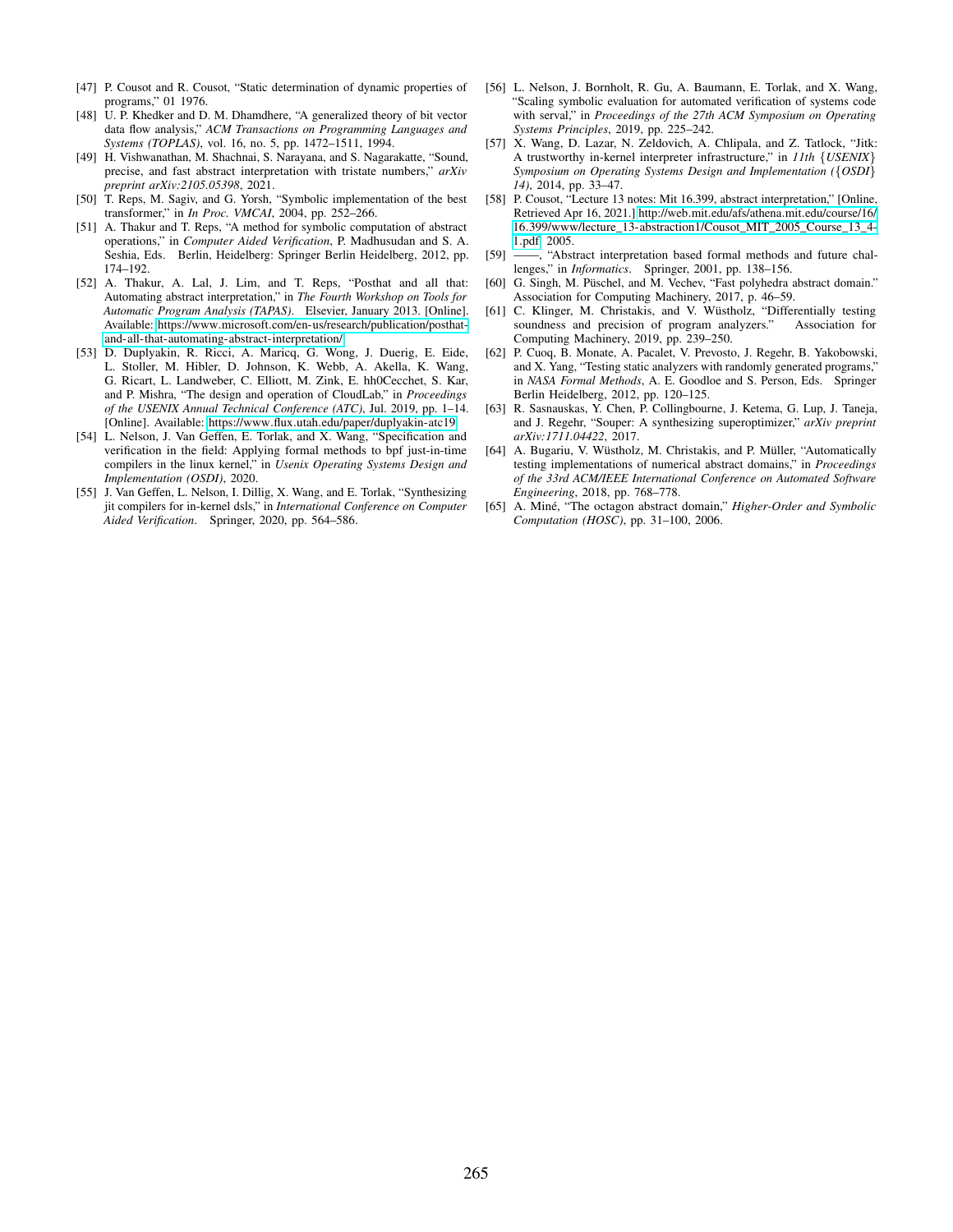[47] P. Cousot and R. Cousot, "Static determination of dynamic properties of programs," 01 1976.

[48] U. P. Khedker and D. M. Dhamdhere, "A generalized theory of bit vector data flow analysis," *ACM Transactions on Programming Languages and Systems (TOPLAS)*, vol. 16, no. 5, pp. 1472–1511, 1994.

[49] H. Vishwanathan, M. Shachnai, S. Narayana, and S. Nagarakatte, "Sound, precise, and fast abstract interpretation with tristate numbers," *arXiv preprint arXiv:2105.05398*, 2021.

[50] T. Reps, M. Sagiv, and G. Yorsh, "Symbolic implementation of the best transformer," in *In Proc. VMCAI*, 2004, pp. 252–266.

[51] A. Thakur and T. Reps, "A method for symbolic computation of abstract operations," in *Computer Aided Verification*, P. Madhusudan and S. A. Seshia, Eds. Berlin, Heidelberg: Springer Berlin Heidelberg, 2012, pp. 174–192.

[52] A. Thakur, A. Lal, J. Lim, and T. Reps, "Posthat and all that: Automating abstract interpretation," in *The Fourth Workshop on Tools for Automatic Program Analysis (TAPAS)*. Elsevier, January 2013. [Online]. Available: https://www.microsoft.com/en-us/research/publication/posthat-and-all-that-automating-abstract-interpretation/

[53] D. Duplyakin, R. Ricci, A. Maricq, G. Wong, J. Duerig, E. Eide, L. Stoller, M. Hibler, D. Johnson, K. Webb, A. Akella, K. Wang, G. Ricart, L. Landweber, C. Elliott, M. Zink, E. hh0Cecchet, S. Kar, and P. Mishra, "The design and operation of CloudLab," in *Proceedings of the USENIX Annual Technical Conference (ATC)*, Jul. 2019, pp. 1–14. [Online]. Available: https://www.flux.utah.edu/paper/duplyakin-atc19

[54] L. Nelson, J. Van Geffen, E. Torlak, and X. Wang, "Specification and verification in the field: Applying formal methods to bpf just-in-time compilers in the linux kernel," in *Usenix Operating Systems Design and Implementation (OSDI)*, 2020.

[55] J. Van Geffen, L. Nelson, I. Dillig, X. Wang, and E. Torlak, "Synthesizing jit compilers for in-kernel dsls," in *International Conference on Computer Aided Verification*. Springer, 2020, pp. 564–586.

[56] L. Nelson, J. Bornholt, R. Gu, A. Baumann, E. Torlak, and X. Wang, "Scaling symbolic evaluation for automated verification of systems code with serval," in *Proceedings of the 27th ACM Symposium on Operating Systems Principles*, 2019, pp. 225–242.

[57] X. Wang, D. Lazar, N. Zeldovich, A. Chlipala, and Z. Tatlock, "Jitk: A trustworthy in-kernel interpreter infrastructure," in *11th {USENIX} Symposium on Operating Systems Design and Implementation ({OSDI} 14)*, 2014, pp. 33–47.

[58] P. Cousot, "Lecture 13 notes: Mit 16.399, abstract interpretation," [Online, Retrieved Apr 16, 2021.] http://web.mit.edu/afs/athena.mit.edu/course/16/16.399/www/lecture_13-abstraction1/Cousot_MIT_2005_Course_13_4-1.pdf, 2005.

[59] ——, "Abstract interpretation based formal methods and future challenges," in *Informatics*. Springer, 2001, pp. 138–156.

[60] G. Singh, M. Püschel, and M. Vechev, "Fast polyhedra abstract domain." Association for Computing Machinery, 2017, p. 46–59.

[61] C. Klinger, M. Christakis, and V. Wüstholz, "Differentially testing soundness and precision of program analyzers." Association for Computing Machinery, 2019, pp. 239–250.

[62] P. Cuoq, B. Monate, A. Pacalet, V. Prevosto, J. Regehr, B. Yakobowski, and X. Yang, "Testing static analyzers with randomly generated programs," in *NASA Formal Methods*, A. E. Goodloe and S. Person, Eds. Springer Berlin Heidelberg, 2012, pp. 120–125.

[63] R. Sasnauskas, Y. Chen, P. Collingbourne, J. Ketema, G. Lup, J. Taneja, and J. Regehr, "Souper: A synthesizing superoptimizer," *arXiv preprint arXiv:1711.04422*, 2017.

[64] A. Bugariu, V. Wüstholz, M. Christakis, and P. Müller, "Automatically testing implementations of numerical abstract domains," in *Proceedings of the 33rd ACM/IEEE International Conference on Automated Software Engineering*, 2018, pp. 768–778.

[65] A. Miné, "The octagon abstract domain," *Higher-Order and Symbolic Computation (HOSC)*, pp. 31–100, 2006.